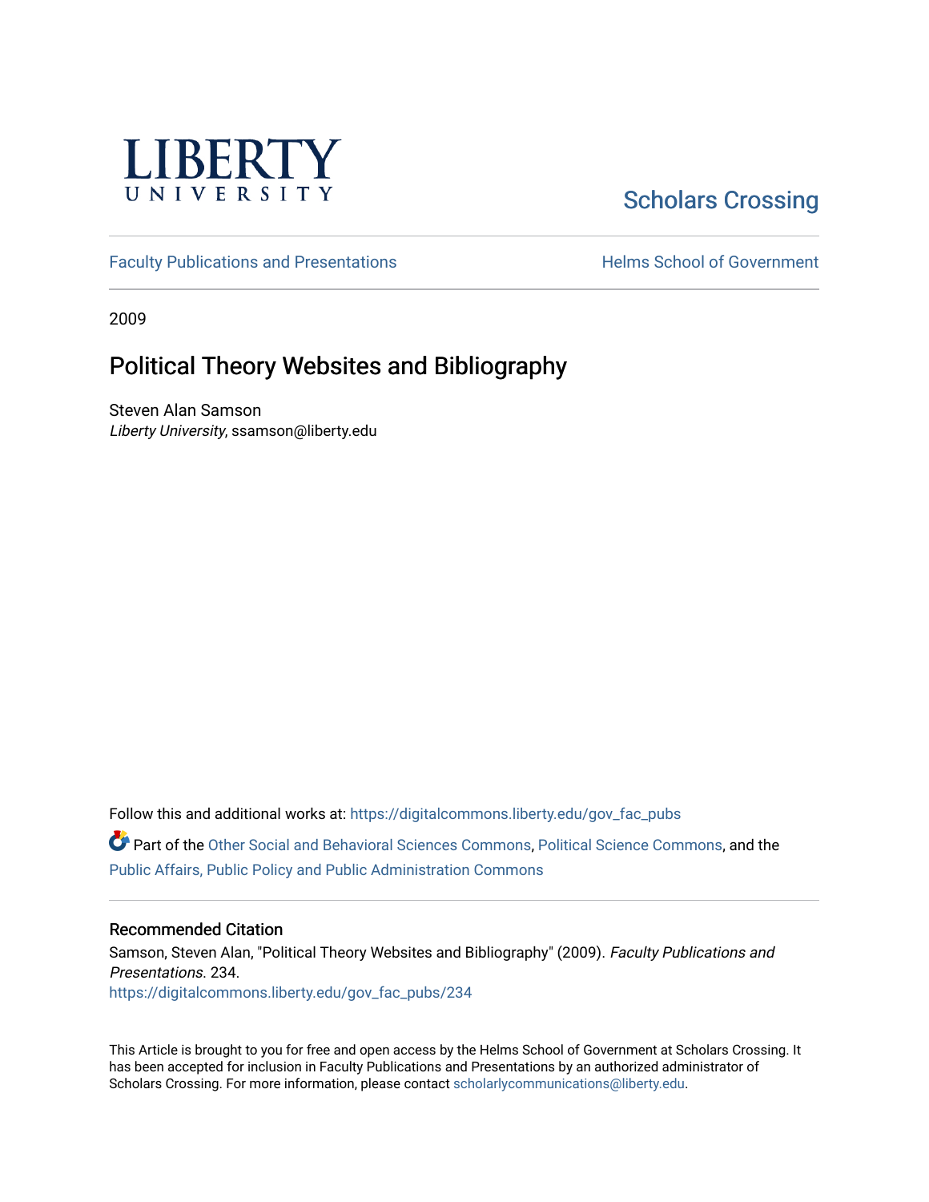LIBERTY
UNIVERSITY

Scholars Crossing

Faculty Publications and Presentations

Helms School of Government

2009

# Political Theory Websites and Bibliography

Steven Alan Samson
*Liberty University*, ssamson@liberty.edu

Follow this and additional works at: https://digitalcommons.liberty.edu/gov_fac_pubs

Part of the Other Social and Behavioral Sciences Commons, Political Science Commons, and the Public Affairs, Public Policy and Public Administration Commons

## Recommended Citation

Samson, Steven Alan, "Political Theory Websites and Bibliography" (2009). *Faculty Publications and Presentations*. 234.
https://digitalcommons.liberty.edu/gov_fac_pubs/234

This Article is brought to you for free and open access by the Helms School of Government at Scholars Crossing. It has been accepted for inclusion in Faculty Publications and Presentations by an authorized administrator of Scholars Crossing. For more information, please contact scholarlycommunications@liberty.edu.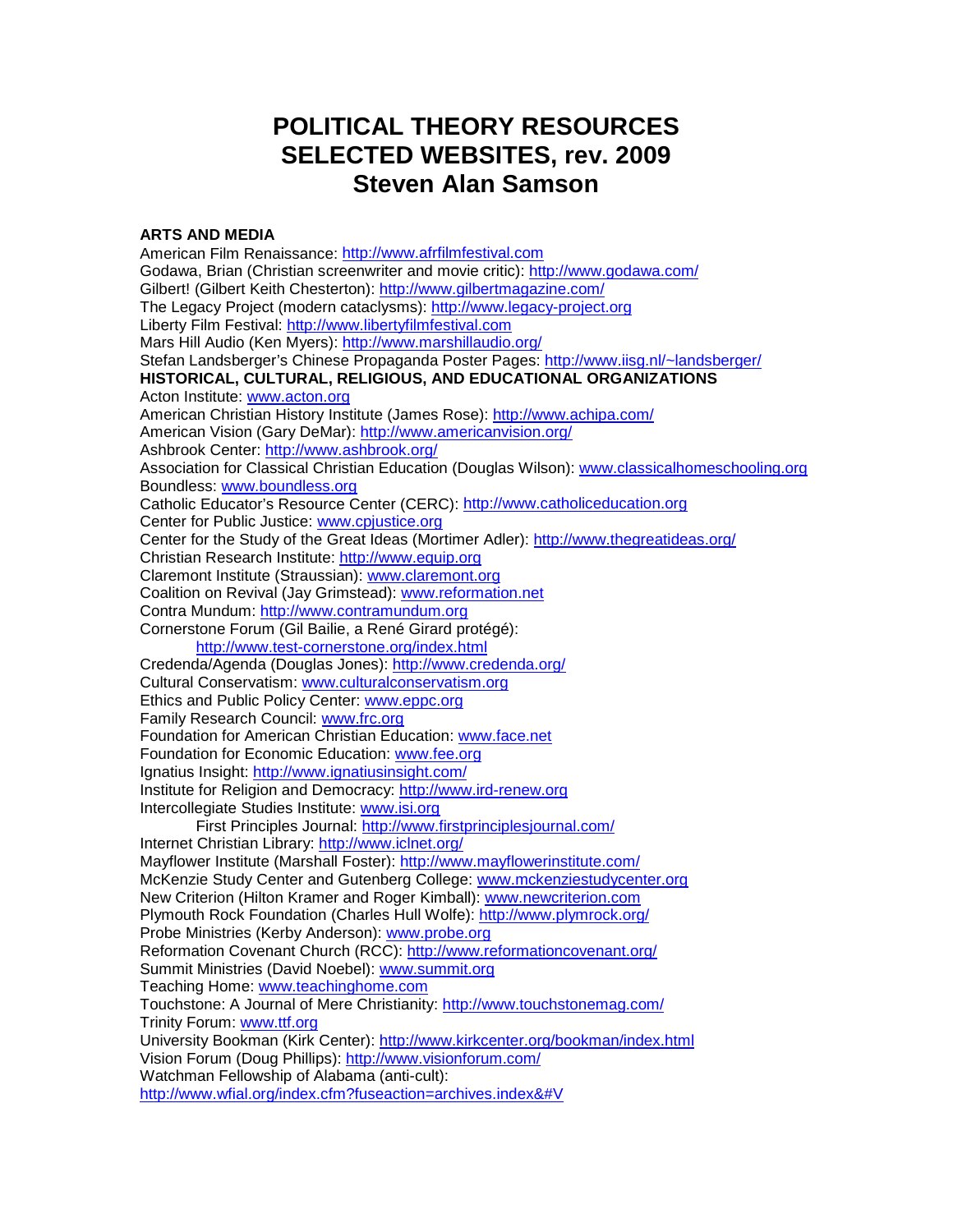# POLITICAL THEORY RESOURCES
# SELECTED WEBSITES, rev. 2009
# Steven Alan Samson

**ARTS AND MEDIA**

American Film Renaissance: http://www.afrfilmfestival.com
Godawa, Brian (Christian screenwriter and movie critic): http://www.godawa.com/
Gilbert! (Gilbert Keith Chesterton): http://www.gilbertmagazine.com/
The Legacy Project (modern cataclysms): http://www.legacy-project.org
Liberty Film Festival: http://www.libertyfilmfestival.com
Mars Hill Audio (Ken Myers): http://www.marshillaudio.org/
Stefan Landsberger's Chinese Propaganda Poster Pages: http://www.iisg.nl/~landsberger/

**HISTORICAL, CULTURAL, RELIGIOUS, AND EDUCATIONAL ORGANIZATIONS**

Acton Institute: www.acton.org
American Christian History Institute (James Rose): http://www.achipa.com/
American Vision (Gary DeMar): http://www.americanvision.org/
Ashbrook Center: http://www.ashbrook.org/
Association for Classical Christian Education (Douglas Wilson): www.classicalhomeschooling.org
Boundless: www.boundless.org
Catholic Educator's Resource Center (CERC): http://www.catholiceducation.org
Center for Public Justice: www.cpjustice.org
Center for the Study of the Great Ideas (Mortimer Adler): http://www.thegreatideas.org/
Christian Research Institute: http://www.equip.org
Claremont Institute (Straussian): www.claremont.org
Coalition on Revival (Jay Grimstead): www.reformation.net
Contra Mundum: http://www.contramundum.org
Cornerstone Forum (Gil Bailie, a René Girard protégé):
    http://www.test-cornerstone.org/index.html
Credenda/Agenda (Douglas Jones): http://www.credenda.org/
Cultural Conservatism: www.culturalconservatism.org
Ethics and Public Policy Center: www.eppc.org
Family Research Council: www.frc.org
Foundation for American Christian Education: www.face.net
Foundation for Economic Education: www.fee.org
Ignatius Insight: http://www.ignatiusinsight.com/
Institute for Religion and Democracy: http://www.ird-renew.org
Intercollegiate Studies Institute: www.isi.org
    First Principles Journal: http://www.firstprinciplesjournal.com/
Internet Christian Library: http://www.iclnet.org/
Mayflower Institute (Marshall Foster): http://www.mayflowerinstitute.com/
McKenzie Study Center and Gutenberg College: www.mckenziestudycenter.org
New Criterion (Hilton Kramer and Roger Kimball): www.newcriterion.com
Plymouth Rock Foundation (Charles Hull Wolfe): http://www.plymrock.org/
Probe Ministries (Kerby Anderson): www.probe.org
Reformation Covenant Church (RCC): http://www.reformationcovenant.org/
Summit Ministries (David Noebel): www.summit.org
Teaching Home: www.teachinghome.com
Touchstone: A Journal of Mere Christianity: http://www.touchstonemag.com/
Trinity Forum: www.ttf.org
University Bookman (Kirk Center): http://www.kirkcenter.org/bookman/index.html
Vision Forum (Doug Phillips): http://www.visionforum.com/
Watchman Fellowship of Alabama (anti-cult):
http://www.wfial.org/index.cfm?fuseaction=archives.index&#V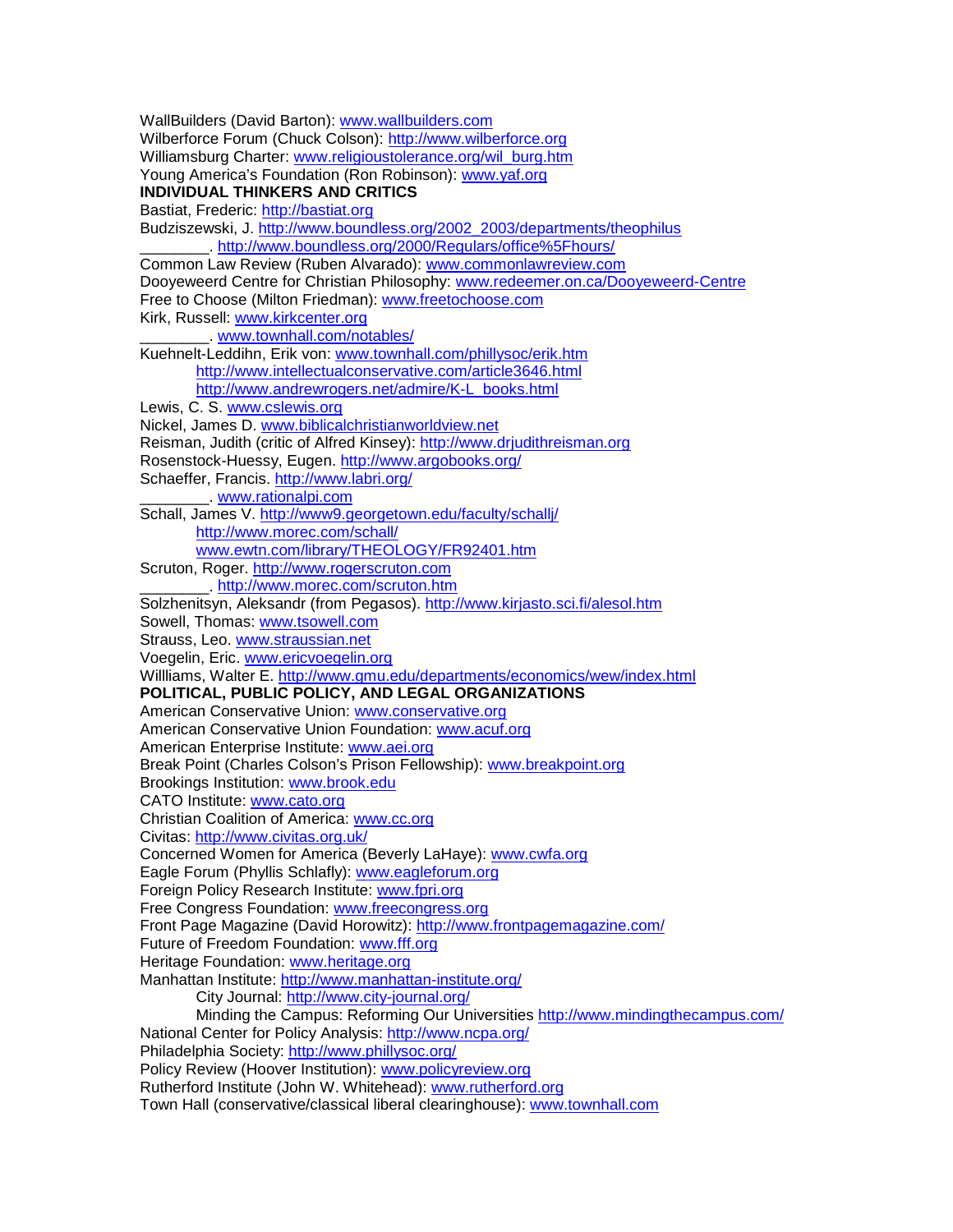WallBuilders (David Barton): www.wallbuilders.com
Wilberforce Forum (Chuck Colson): http://www.wilberforce.org
Williamsburg Charter: www.religioustolerance.org/wil_burg.htm
Young America's Foundation (Ron Robinson): www.yaf.org

**INDIVIDUAL THINKERS AND CRITICS**

Bastiat, Frederic: http://bastiat.org
Budziszewski, J. http://www.boundless.org/2002_2003/departments/theophilus
________. http://www.boundless.org/2000/Regulars/office%5Fhours/
Common Law Review (Ruben Alvarado): www.commonlawreview.com
Dooyeweerd Centre for Christian Philosophy: www.redeemer.on.ca/Dooyeweerd-Centre
Free to Choose (Milton Friedman): www.freetochoose.com
Kirk, Russell: www.kirkcenter.org
________. www.townhall.com/notables/
Kuehnelt-Leddihn, Erik von: www.townhall.com/phillysoc/erik.htm
  http://www.intellectualconservative.com/article3646.html
  http://www.andrewrogers.net/admire/K-L_books.html
Lewis, C. S. www.cslewis.org
Nickel, James D. www.biblicalchristianworldview.net
Reisman, Judith (critic of Alfred Kinsey): http://www.drjudithreisman.org
Rosenstock-Huessy, Eugen. http://www.argobooks.org/
Schaeffer, Francis. http://www.labri.org/
________. www.rationalpi.com
Schall, James V. http://www9.georgetown.edu/faculty/schallj/
  http://www.morec.com/schall/
  www.ewtn.com/library/THEOLOGY/FR92401.htm
Scruton, Roger. http://www.rogerscruton.com
________. http://www.morec.com/scruton.htm
Solzhenitsyn, Aleksandr (from Pegasos). http://www.kirjasto.sci.fi/alesol.htm
Sowell, Thomas: www.tsowell.com
Strauss, Leo. www.straussian.net
Voegelin, Eric. www.ericvoegelin.org
Willliams, Walter E. http://www.gmu.edu/departments/economics/wew/index.html

**POLITICAL, PUBLIC POLICY, AND LEGAL ORGANIZATIONS**

American Conservative Union: www.conservative.org
American Conservative Union Foundation: www.acuf.org
American Enterprise Institute: www.aei.org
Break Point (Charles Colson's Prison Fellowship): www.breakpoint.org
Brookings Institution: www.brook.edu
CATO Institute: www.cato.org
Christian Coalition of America: www.cc.org
Civitas: http://www.civitas.org.uk/
Concerned Women for America (Beverly LaHaye): www.cwfa.org
Eagle Forum (Phyllis Schlafly): www.eagleforum.org
Foreign Policy Research Institute: www.fpri.org
Free Congress Foundation: www.freecongress.org
Front Page Magazine (David Horowitz): http://www.frontpagemagazine.com/
Future of Freedom Foundation: www.fff.org
Heritage Foundation: www.heritage.org
Manhattan Institute: http://www.manhattan-institute.org/
  City Journal: http://www.city-journal.org/
  Minding the Campus: Reforming Our Universities http://www.mindingthecampus.com/
National Center for Policy Analysis: http://www.ncpa.org/
Philadelphia Society: http://www.phillysoc.org/
Policy Review (Hoover Institution): www.policyreview.org
Rutherford Institute (John W. Whitehead): www.rutherford.org
Town Hall (conservative/classical liberal clearinghouse): www.townhall.com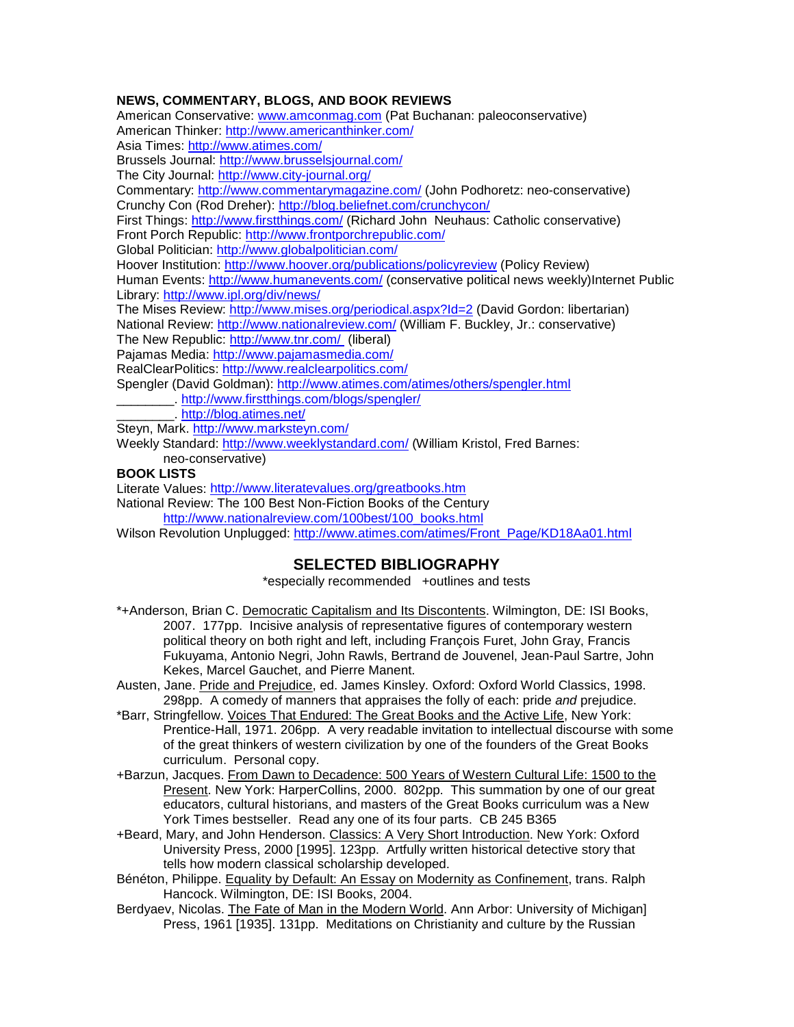**NEWS, COMMENTARY, BLOGS, AND BOOK REVIEWS**

American Conservative: www.amconmag.com (Pat Buchanan: paleoconservative)
American Thinker: http://www.americanthinker.com/
Asia Times: http://www.atimes.com/
Brussels Journal: http://www.brusselsjournal.com/
The City Journal: http://www.city-journal.org/
Commentary: http://www.commentarymagazine.com/ (John Podhoretz: neo-conservative)
Crunchy Con (Rod Dreher): http://blog.beliefnet.com/crunchycon/
First Things: http://www.firstthings.com/ (Richard John Neuhaus: Catholic conservative)
Front Porch Republic: http://www.frontporchrepublic.com/
Global Politician: http://www.globalpolitician.com/
Hoover Institution: http://www.hoover.org/publications/policyreview (Policy Review)
Human Events: http://www.humanevents.com/ (conservative political news weekly)Internet Public Library: http://www.ipl.org/div/news/
The Mises Review: http://www.mises.org/periodical.aspx?Id=2 (David Gordon: libertarian)
National Review: http://www.nationalreview.com/ (William F. Buckley, Jr.: conservative)
The New Republic: http://www.tnr.com/ (liberal)
Pajamas Media: http://www.pajamasmedia.com/
RealClearPolitics: http://www.realclearpolitics.com/
Spengler (David Goldman): http://www.atimes.com/atimes/others/spengler.html
________. http://www.firstthings.com/blogs/spengler/
________. http://blog.atimes.net/
Steyn, Mark. http://www.marksteyn.com/
Weekly Standard: http://www.weeklystandard.com/ (William Kristol, Fred Barnes: neo-conservative)

**BOOK LISTS**

Literate Values: http://www.literatevalues.org/greatbooks.htm
National Review: The 100 Best Non-Fiction Books of the Century http://www.nationalreview.com/100best/100_books.html
Wilson Revolution Unplugged: http://www.atimes.com/atimes/Front_Page/KD18Aa01.html

## SELECTED BIBLIOGRAPHY

*especially recommended +outlines and tests

*+Anderson, Brian C. Democratic Capitalism and Its Discontents. Wilmington, DE: ISI Books, 2007. 177pp. Incisive analysis of representative figures of contemporary western political theory on both right and left, including François Furet, John Gray, Francis Fukuyama, Antonio Negri, John Rawls, Bertrand de Jouvenel, Jean-Paul Sartre, John Kekes, Marcel Gauchet, and Pierre Manent.

Austen, Jane. Pride and Prejudice, ed. James Kinsley. Oxford: Oxford World Classics, 1998. 298pp. A comedy of manners that appraises the folly of each: pride *and* prejudice.

*Barr, Stringfellow. Voices That Endured: The Great Books and the Active Life, New York: Prentice-Hall, 1971. 206pp. A very readable invitation to intellectual discourse with some of the great thinkers of western civilization by one of the founders of the Great Books curriculum. Personal copy.

+Barzun, Jacques. From Dawn to Decadence: 500 Years of Western Cultural Life: 1500 to the Present. New York: HarperCollins, 2000. 802pp. This summation by one of our great educators, cultural historians, and masters of the Great Books curriculum was a New York Times bestseller. Read any one of its four parts. CB 245 B365

+Beard, Mary, and John Henderson. Classics: A Very Short Introduction. New York: Oxford University Press, 2000 [1995]. 123pp. Artfully written historical detective story that tells how modern classical scholarship developed.

Bénéton, Philippe. Equality by Default: An Essay on Modernity as Confinement, trans. Ralph Hancock. Wilmington, DE: ISI Books, 2004.

Berdyaev, Nicolas. The Fate of Man in the Modern World. Ann Arbor: University of Michigan] Press, 1961 [1935]. 131pp. Meditations on Christianity and culture by the Russian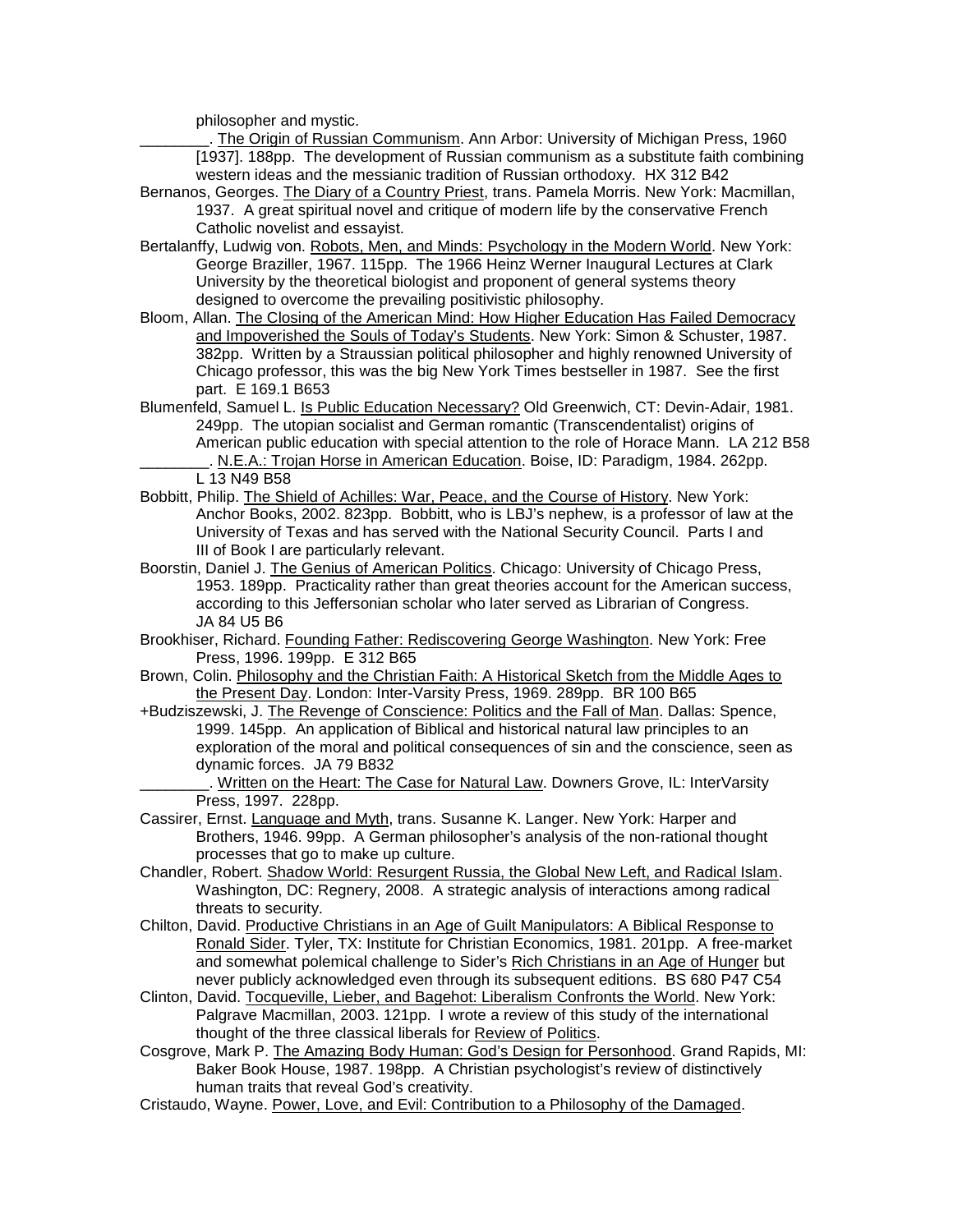philosopher and mystic.

________. The Origin of Russian Communism. Ann Arbor: University of Michigan Press, 1960 [1937]. 188pp. The development of Russian communism as a substitute faith combining western ideas and the messianic tradition of Russian orthodoxy. HX 312 B42

Bernanos, Georges. The Diary of a Country Priest, trans. Pamela Morris. New York: Macmillan, 1937. A great spiritual novel and critique of modern life by the conservative French Catholic novelist and essayist.

Bertalanffy, Ludwig von. Robots, Men, and Minds: Psychology in the Modern World. New York: George Braziller, 1967. 115pp. The 1966 Heinz Werner Inaugural Lectures at Clark University by the theoretical biologist and proponent of general systems theory designed to overcome the prevailing positivistic philosophy.

Bloom, Allan. The Closing of the American Mind: How Higher Education Has Failed Democracy and Impoverished the Souls of Today's Students. New York: Simon & Schuster, 1987. 382pp. Written by a Straussian political philosopher and highly renowned University of Chicago professor, this was the big New York Times bestseller in 1987. See the first part. E 169.1 B653

Blumenfeld, Samuel L. Is Public Education Necessary? Old Greenwich, CT: Devin-Adair, 1981. 249pp. The utopian socialist and German romantic (Transcendentalist) origins of American public education with special attention to the role of Horace Mann. LA 212 B58

________. N.E.A.: Trojan Horse in American Education. Boise, ID: Paradigm, 1984. 262pp. L 13 N49 B58

Bobbitt, Philip. The Shield of Achilles: War, Peace, and the Course of History. New York: Anchor Books, 2002. 823pp. Bobbitt, who is LBJ's nephew, is a professor of law at the University of Texas and has served with the National Security Council. Parts I and III of Book I are particularly relevant.

Boorstin, Daniel J. The Genius of American Politics. Chicago: University of Chicago Press, 1953. 189pp. Practicality rather than great theories account for the American success, according to this Jeffersonian scholar who later served as Librarian of Congress. JA 84 U5 B6

Brookhiser, Richard. Founding Father: Rediscovering George Washington. New York: Free Press, 1996. 199pp. E 312 B65

Brown, Colin. Philosophy and the Christian Faith: A Historical Sketch from the Middle Ages to the Present Day. London: Inter-Varsity Press, 1969. 289pp. BR 100 B65

+Budziszewski, J. The Revenge of Conscience: Politics and the Fall of Man. Dallas: Spence, 1999. 145pp. An application of Biblical and historical natural law principles to an exploration of the moral and political consequences of sin and the conscience, seen as dynamic forces. JA 79 B832

________. Written on the Heart: The Case for Natural Law. Downers Grove, IL: InterVarsity Press, 1997. 228pp.

Cassirer, Ernst. Language and Myth, trans. Susanne K. Langer. New York: Harper and Brothers, 1946. 99pp. A German philosopher's analysis of the non-rational thought processes that go to make up culture.

Chandler, Robert. Shadow World: Resurgent Russia, the Global New Left, and Radical Islam. Washington, DC: Regnery, 2008. A strategic analysis of interactions among radical threats to security.

Chilton, David. Productive Christians in an Age of Guilt Manipulators: A Biblical Response to Ronald Sider. Tyler, TX: Institute for Christian Economics, 1981. 201pp. A free-market and somewhat polemical challenge to Sider's Rich Christians in an Age of Hunger but never publicly acknowledged even through its subsequent editions. BS 680 P47 C54

Clinton, David. Tocqueville, Lieber, and Bagehot: Liberalism Confronts the World. New York: Palgrave Macmillan, 2003. 121pp. I wrote a review of this study of the international thought of the three classical liberals for Review of Politics.

Cosgrove, Mark P. The Amazing Body Human: God's Design for Personhood. Grand Rapids, MI: Baker Book House, 1987. 198pp. A Christian psychologist's review of distinctively human traits that reveal God's creativity.

Cristaudo, Wayne. Power, Love, and Evil: Contribution to a Philosophy of the Damaged.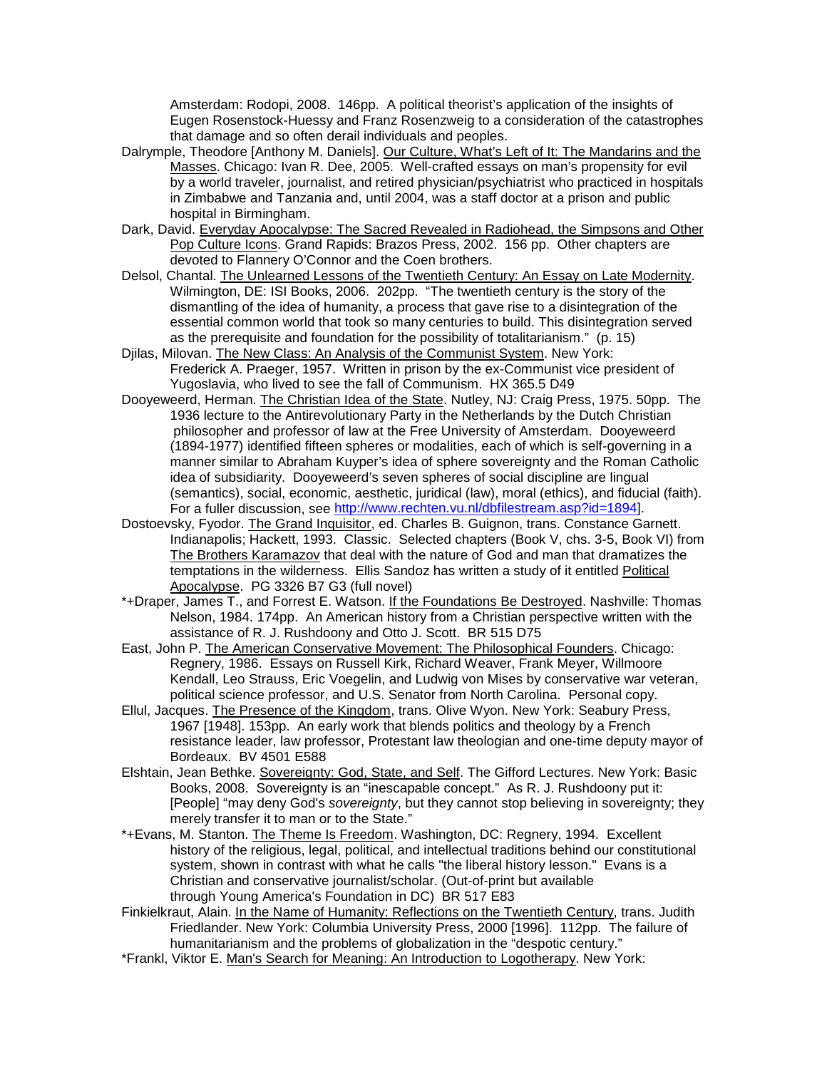Amsterdam: Rodopi, 2008. 146pp. A political theorist's application of the insights of Eugen Rosenstock-Huessy and Franz Rosenzweig to a consideration of the catastrophes that damage and so often derail individuals and peoples.

Dalrymple, Theodore [Anthony M. Daniels]. Our Culture, What's Left of It: The Mandarins and the Masses. Chicago: Ivan R. Dee, 2005. Well-crafted essays on man's propensity for evil by a world traveler, journalist, and retired physician/psychiatrist who practiced in hospitals in Zimbabwe and Tanzania and, until 2004, was a staff doctor at a prison and public hospital in Birmingham.

Dark, David. Everyday Apocalypse: The Sacred Revealed in Radiohead, the Simpsons and Other Pop Culture Icons. Grand Rapids: Brazos Press, 2002. 156 pp. Other chapters are devoted to Flannery O'Connor and the Coen brothers.

Delsol, Chantal. The Unlearned Lessons of the Twentieth Century: An Essay on Late Modernity. Wilmington, DE: ISI Books, 2006. 202pp. "The twentieth century is the story of the dismantling of the idea of humanity, a process that gave rise to a disintegration of the essential common world that took so many centuries to build. This disintegration served as the prerequisite and foundation for the possibility of totalitarianism." (p. 15)

Djilas, Milovan. The New Class: An Analysis of the Communist System. New York: Frederick A. Praeger, 1957. Written in prison by the ex-Communist vice president of Yugoslavia, who lived to see the fall of Communism. HX 365.5 D49

Dooyeweerd, Herman. The Christian Idea of the State. Nutley, NJ: Craig Press, 1975. 50pp. The 1936 lecture to the Antirevolutionary Party in the Netherlands by the Dutch Christian philosopher and professor of law at the Free University of Amsterdam. Dooyeweerd (1894-1977) identified fifteen spheres or modalities, each of which is self-governing in a manner similar to Abraham Kuyper's idea of sphere sovereignty and the Roman Catholic idea of subsidiarity. Dooyeweerd's seven spheres of social discipline are lingual (semantics), social, economic, aesthetic, juridical (law), moral (ethics), and fiducial (faith). For a fuller discussion, see http://www.rechten.vu.nl/dbfilestream.asp?id=1894].

Dostoevsky, Fyodor. The Grand Inquisitor, ed. Charles B. Guignon, trans. Constance Garnett. Indianapolis; Hackett, 1993. Classic. Selected chapters (Book V, chs. 3-5, Book VI) from The Brothers Karamazov that deal with the nature of God and man that dramatizes the temptations in the wilderness. Ellis Sandoz has written a study of it entitled Political Apocalypse. PG 3326 B7 G3 (full novel)

*+Draper, James T., and Forrest E. Watson. If the Foundations Be Destroyed. Nashville: Thomas Nelson, 1984. 174pp. An American history from a Christian perspective written with the assistance of R. J. Rushdoony and Otto J. Scott. BR 515 D75

East, John P. The American Conservative Movement: The Philosophical Founders. Chicago: Regnery, 1986. Essays on Russell Kirk, Richard Weaver, Frank Meyer, Willmoore Kendall, Leo Strauss, Eric Voegelin, and Ludwig von Mises by conservative war veteran, political science professor, and U.S. Senator from North Carolina. Personal copy.

Ellul, Jacques. The Presence of the Kingdom, trans. Olive Wyon. New York: Seabury Press, 1967 [1948]. 153pp. An early work that blends politics and theology by a French resistance leader, law professor, Protestant law theologian and one-time deputy mayor of Bordeaux. BV 4501 E588

Elshtain, Jean Bethke. Sovereignty: God, State, and Self. The Gifford Lectures. New York: Basic Books, 2008. Sovereignty is an "inescapable concept." As R. J. Rushdoony put it: [People] "may deny God's *sovereignty*, but they cannot stop believing in sovereignty; they merely transfer it to man or to the State."

*+Evans, M. Stanton. The Theme Is Freedom. Washington, DC: Regnery, 1994. Excellent history of the religious, legal, political, and intellectual traditions behind our constitutional system, shown in contrast with what he calls "the liberal history lesson." Evans is a Christian and conservative journalist/scholar. (Out-of-print but available through Young America's Foundation in DC) BR 517 E83

Finkielkraut, Alain. In the Name of Humanity: Reflections on the Twentieth Century, trans. Judith Friedlander. New York: Columbia University Press, 2000 [1996]. 112pp. The failure of humanitarianism and the problems of globalization in the "despotic century."

*Frankl, Viktor E. Man's Search for Meaning: An Introduction to Logotherapy. New York: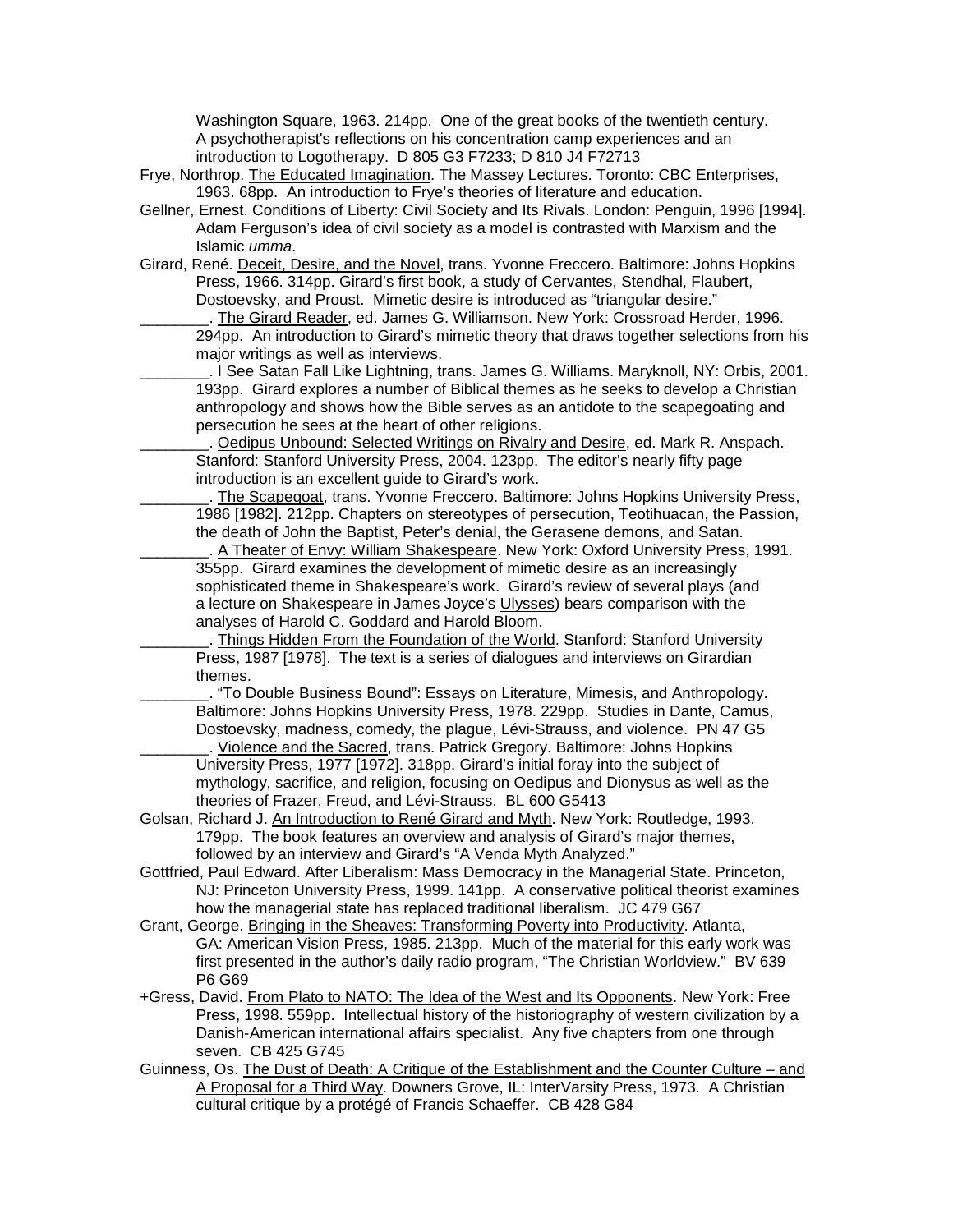Washington Square, 1963. 214pp. One of the great books of the twentieth century. A psychotherapist's reflections on his concentration camp experiences and an introduction to Logotherapy. D 805 G3 F7233; D 810 J4 F72713

Frye, Northrop. The Educated Imagination. The Massey Lectures. Toronto: CBC Enterprises, 1963. 68pp. An introduction to Frye's theories of literature and education.

Gellner, Ernest. Conditions of Liberty: Civil Society and Its Rivals. London: Penguin, 1996 [1994]. Adam Ferguson's idea of civil society as a model is contrasted with Marxism and the Islamic *umma*.

Girard, René. Deceit, Desire, and the Novel, trans. Yvonne Freccero. Baltimore: Johns Hopkins Press, 1966. 314pp. Girard's first book, a study of Cervantes, Stendhal, Flaubert, Dostoevsky, and Proust. Mimetic desire is introduced as "triangular desire."

________. The Girard Reader, ed. James G. Williamson. New York: Crossroad Herder, 1996. 294pp. An introduction to Girard's mimetic theory that draws together selections from his major writings as well as interviews.

________. I See Satan Fall Like Lightning, trans. James G. Williams. Maryknoll, NY: Orbis, 2001. 193pp. Girard explores a number of Biblical themes as he seeks to develop a Christian anthropology and shows how the Bible serves as an antidote to the scapegoating and persecution he sees at the heart of other religions.

________. Oedipus Unbound: Selected Writings on Rivalry and Desire, ed. Mark R. Anspach. Stanford: Stanford University Press, 2004. 123pp. The editor's nearly fifty page introduction is an excellent guide to Girard's work.

________. The Scapegoat, trans. Yvonne Freccero. Baltimore: Johns Hopkins University Press, 1986 [1982]. 212pp. Chapters on stereotypes of persecution, Teotihuacan, the Passion, the death of John the Baptist, Peter's denial, the Gerasene demons, and Satan.

________. A Theater of Envy: William Shakespeare. New York: Oxford University Press, 1991. 355pp. Girard examines the development of mimetic desire as an increasingly sophisticated theme in Shakespeare's work. Girard's review of several plays (and a lecture on Shakespeare in James Joyce's Ulysses) bears comparison with the analyses of Harold C. Goddard and Harold Bloom.

________. Things Hidden From the Foundation of the World. Stanford: Stanford University Press, 1987 [1978]. The text is a series of dialogues and interviews on Girardian themes.

________. "To Double Business Bound": Essays on Literature, Mimesis, and Anthropology. Baltimore: Johns Hopkins University Press, 1978. 229pp. Studies in Dante, Camus, Dostoevsky, madness, comedy, the plague, Lévi-Strauss, and violence. PN 47 G5

________. Violence and the Sacred, trans. Patrick Gregory. Baltimore: Johns Hopkins University Press, 1977 [1972]. 318pp. Girard's initial foray into the subject of mythology, sacrifice, and religion, focusing on Oedipus and Dionysus as well as the theories of Frazer, Freud, and Lévi-Strauss. BL 600 G5413

Golsan, Richard J. An Introduction to René Girard and Myth. New York: Routledge, 1993. 179pp. The book features an overview and analysis of Girard's major themes, followed by an interview and Girard's "A Venda Myth Analyzed."

Gottfried, Paul Edward. After Liberalism: Mass Democracy in the Managerial State. Princeton, NJ: Princeton University Press, 1999. 141pp. A conservative political theorist examines how the managerial state has replaced traditional liberalism. JC 479 G67

Grant, George. Bringing in the Sheaves: Transforming Poverty into Productivity. Atlanta, GA: American Vision Press, 1985. 213pp. Much of the material for this early work was first presented in the author's daily radio program, "The Christian Worldview." BV 639 P6 G69

+Gress, David. From Plato to NATO: The Idea of the West and Its Opponents. New York: Free Press, 1998. 559pp. Intellectual history of the historiography of western civilization by a Danish-American international affairs specialist. Any five chapters from one through seven. CB 425 G745

Guinness, Os. The Dust of Death: A Critique of the Establishment and the Counter Culture – and A Proposal for a Third Way. Downers Grove, IL: InterVarsity Press, 1973. A Christian cultural critique by a protégé of Francis Schaeffer. CB 428 G84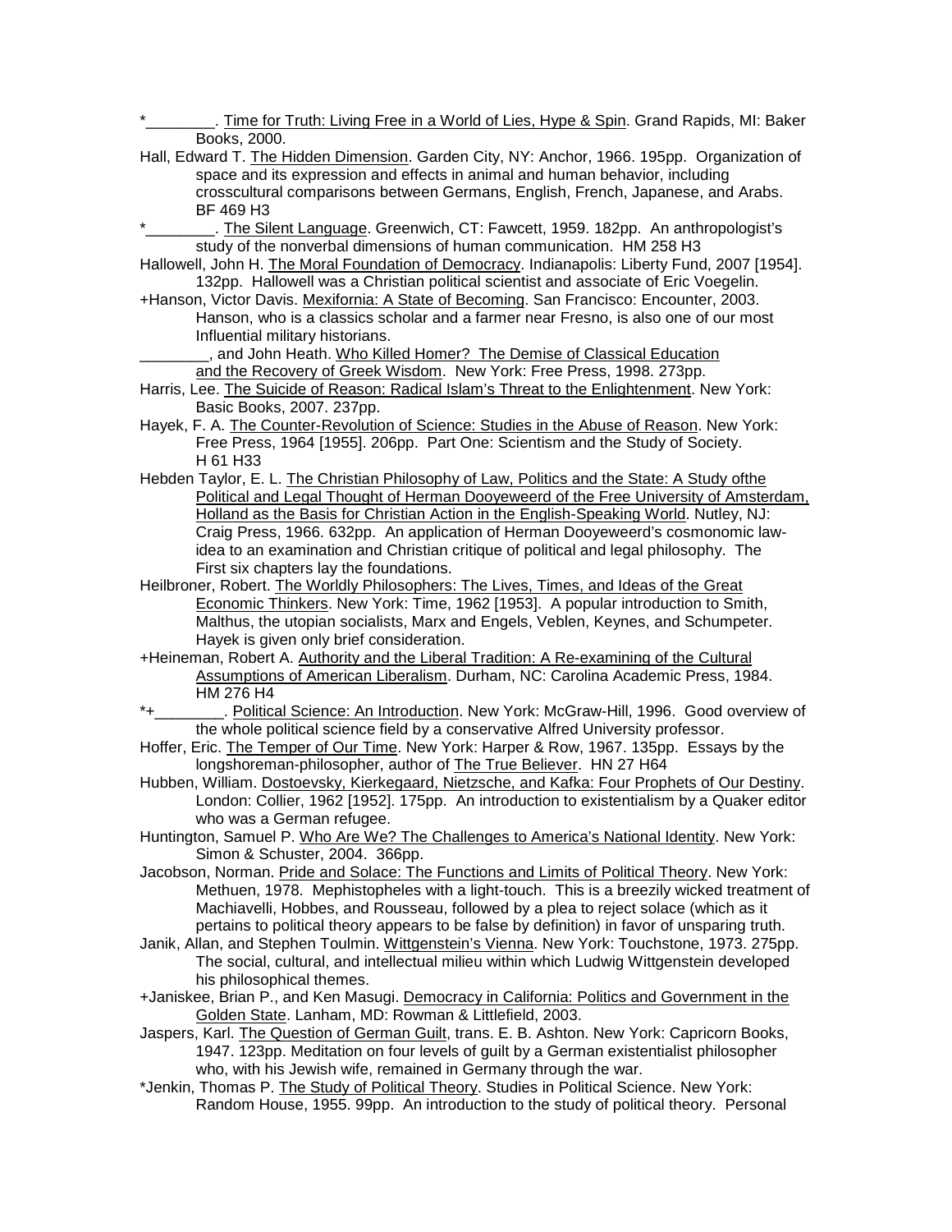*________. Time for Truth: Living Free in a World of Lies, Hype & Spin. Grand Rapids, MI: Baker Books, 2000.

Hall, Edward T. The Hidden Dimension. Garden City, NY: Anchor, 1966. 195pp. Organization of space and its expression and effects in animal and human behavior, including crosscultural comparisons between Germans, English, French, Japanese, and Arabs. BF 469 H3

*________. The Silent Language. Greenwich, CT: Fawcett, 1959. 182pp. An anthropologist's study of the nonverbal dimensions of human communication. HM 258 H3

Hallowell, John H. The Moral Foundation of Democracy. Indianapolis: Liberty Fund, 2007 [1954]. 132pp. Hallowell was a Christian political scientist and associate of Eric Voegelin.

+Hanson, Victor Davis. Mexifornia: A State of Becoming. San Francisco: Encounter, 2003. Hanson, who is a classics scholar and a farmer near Fresno, is also one of our most Influential military historians.

________, and John Heath. Who Killed Homer? The Demise of Classical Education and the Recovery of Greek Wisdom. New York: Free Press, 1998. 273pp.

Harris, Lee. The Suicide of Reason: Radical Islam's Threat to the Enlightenment. New York: Basic Books, 2007. 237pp.

Hayek, F. A. The Counter-Revolution of Science: Studies in the Abuse of Reason. New York: Free Press, 1964 [1955]. 206pp. Part One: Scientism and the Study of Society. H 61 H33

Hebden Taylor, E. L. The Christian Philosophy of Law, Politics and the State: A Study ofthe Political and Legal Thought of Herman Dooyeweerd of the Free University of Amsterdam, Holland as the Basis for Christian Action in the English-Speaking World. Nutley, NJ: Craig Press, 1966. 632pp. An application of Herman Dooyeweerd's cosmonomic law-idea to an examination and Christian critique of political and legal philosophy. The First six chapters lay the foundations.

Heilbroner, Robert. The Worldly Philosophers: The Lives, Times, and Ideas of the Great Economic Thinkers. New York: Time, 1962 [1953]. A popular introduction to Smith, Malthus, the utopian socialists, Marx and Engels, Veblen, Keynes, and Schumpeter. Hayek is given only brief consideration.

+Heineman, Robert A. Authority and the Liberal Tradition: A Re-examining of the Cultural Assumptions of American Liberalism. Durham, NC: Carolina Academic Press, 1984. HM 276 H4

*+________. Political Science: An Introduction. New York: McGraw-Hill, 1996. Good overview of the whole political science field by a conservative Alfred University professor.

Hoffer, Eric. The Temper of Our Time. New York: Harper & Row, 1967. 135pp. Essays by the longshoreman-philosopher, author of The True Believer. HN 27 H64

Hubben, William. Dostoevsky, Kierkegaard, Nietzsche, and Kafka: Four Prophets of Our Destiny. London: Collier, 1962 [1952]. 175pp. An introduction to existentialism by a Quaker editor who was a German refugee.

Huntington, Samuel P. Who Are We? The Challenges to America's National Identity. New York: Simon & Schuster, 2004. 366pp.

Jacobson, Norman. Pride and Solace: The Functions and Limits of Political Theory. New York: Methuen, 1978. Mephistopheles with a light-touch. This is a breezily wicked treatment of Machiavelli, Hobbes, and Rousseau, followed by a plea to reject solace (which as it pertains to political theory appears to be false by definition) in favor of unsparing truth.

Janik, Allan, and Stephen Toulmin. Wittgenstein's Vienna. New York: Touchstone, 1973. 275pp. The social, cultural, and intellectual milieu within which Ludwig Wittgenstein developed his philosophical themes.

+Janiskee, Brian P., and Ken Masugi. Democracy in California: Politics and Government in the Golden State. Lanham, MD: Rowman & Littlefield, 2003.

Jaspers, Karl. The Question of German Guilt, trans. E. B. Ashton. New York: Capricorn Books, 1947. 123pp. Meditation on four levels of guilt by a German existentialist philosopher who, with his Jewish wife, remained in Germany through the war.

*Jenkin, Thomas P. The Study of Political Theory. Studies in Political Science. New York: Random House, 1955. 99pp. An introduction to the study of political theory. Personal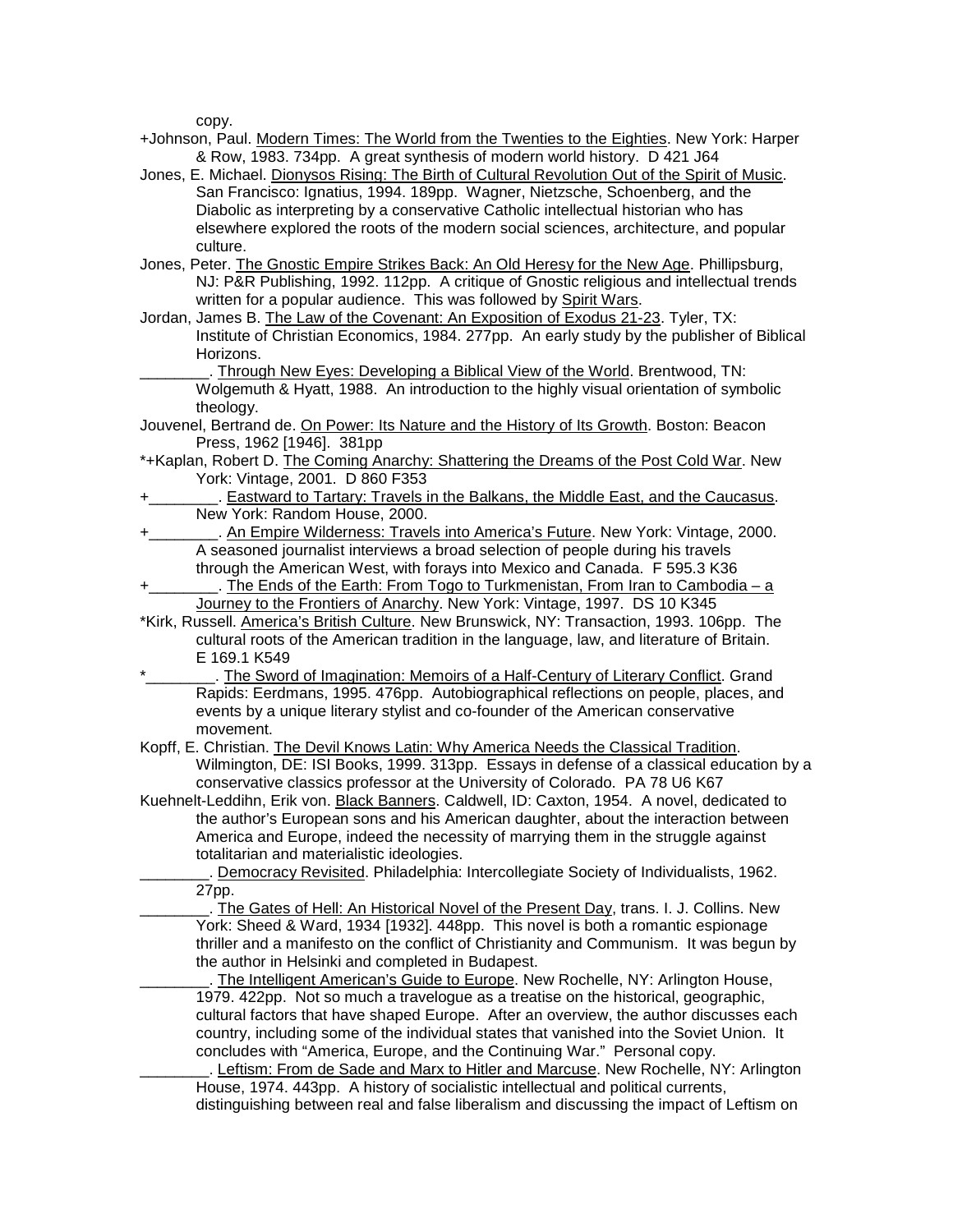copy.

+Johnson, Paul. Modern Times: The World from the Twenties to the Eighties. New York: Harper & Row, 1983. 734pp. A great synthesis of modern world history. D 421 J64

Jones, E. Michael. Dionysos Rising: The Birth of Cultural Revolution Out of the Spirit of Music. San Francisco: Ignatius, 1994. 189pp. Wagner, Nietzsche, Schoenberg, and the Diabolic as interpreting by a conservative Catholic intellectual historian who has elsewhere explored the roots of the modern social sciences, architecture, and popular culture.

Jones, Peter. The Gnostic Empire Strikes Back: An Old Heresy for the New Age. Phillipsburg, NJ: P&R Publishing, 1992. 112pp. A critique of Gnostic religious and intellectual trends written for a popular audience. This was followed by Spirit Wars.

Jordan, James B. The Law of the Covenant: An Exposition of Exodus 21-23. Tyler, TX: Institute of Christian Economics, 1984. 277pp. An early study by the publisher of Biblical Horizons.

________. Through New Eyes: Developing a Biblical View of the World. Brentwood, TN: Wolgemuth & Hyatt, 1988. An introduction to the highly visual orientation of symbolic theology.

Jouvenel, Bertrand de. On Power: Its Nature and the History of Its Growth. Boston: Beacon Press, 1962 [1946]. 381pp

*+Kaplan, Robert D. The Coming Anarchy: Shattering the Dreams of the Post Cold War. New York: Vintage, 2001. D 860 F353

+________. Eastward to Tartary: Travels in the Balkans, the Middle East, and the Caucasus. New York: Random House, 2000.

+________. An Empire Wilderness: Travels into America's Future. New York: Vintage, 2000. A seasoned journalist interviews a broad selection of people during his travels through the American West, with forays into Mexico and Canada. F 595.3 K36

+________. The Ends of the Earth: From Togo to Turkmenistan, From Iran to Cambodia – a Journey to the Frontiers of Anarchy. New York: Vintage, 1997. DS 10 K345

*Kirk, Russell. America's British Culture. New Brunswick, NY: Transaction, 1993. 106pp. The cultural roots of the American tradition in the language, law, and literature of Britain. E 169.1 K549

*________. The Sword of Imagination: Memoirs of a Half-Century of Literary Conflict. Grand Rapids: Eerdmans, 1995. 476pp. Autobiographical reflections on people, places, and events by a unique literary stylist and co-founder of the American conservative movement.

Kopff, E. Christian. The Devil Knows Latin: Why America Needs the Classical Tradition. Wilmington, DE: ISI Books, 1999. 313pp. Essays in defense of a classical education by a conservative classics professor at the University of Colorado. PA 78 U6 K67

Kuehnelt-Leddihn, Erik von. Black Banners. Caldwell, ID: Caxton, 1954. A novel, dedicated to the author's European sons and his American daughter, about the interaction between America and Europe, indeed the necessity of marrying them in the struggle against totalitarian and materialistic ideologies.

________. Democracy Revisited. Philadelphia: Intercollegiate Society of Individualists, 1962. 27pp.

________. The Gates of Hell: An Historical Novel of the Present Day, trans. I. J. Collins. New York: Sheed & Ward, 1934 [1932]. 448pp. This novel is both a romantic espionage thriller and a manifesto on the conflict of Christianity and Communism. It was begun by the author in Helsinki and completed in Budapest.

________. The Intelligent American's Guide to Europe. New Rochelle, NY: Arlington House, 1979. 422pp. Not so much a travelogue as a treatise on the historical, geographic, cultural factors that have shaped Europe. After an overview, the author discusses each country, including some of the individual states that vanished into the Soviet Union. It concludes with "America, Europe, and the Continuing War." Personal copy.

________. Leftism: From de Sade and Marx to Hitler and Marcuse. New Rochelle, NY: Arlington House, 1974. 443pp. A history of socialistic intellectual and political currents, distinguishing between real and false liberalism and discussing the impact of Leftism on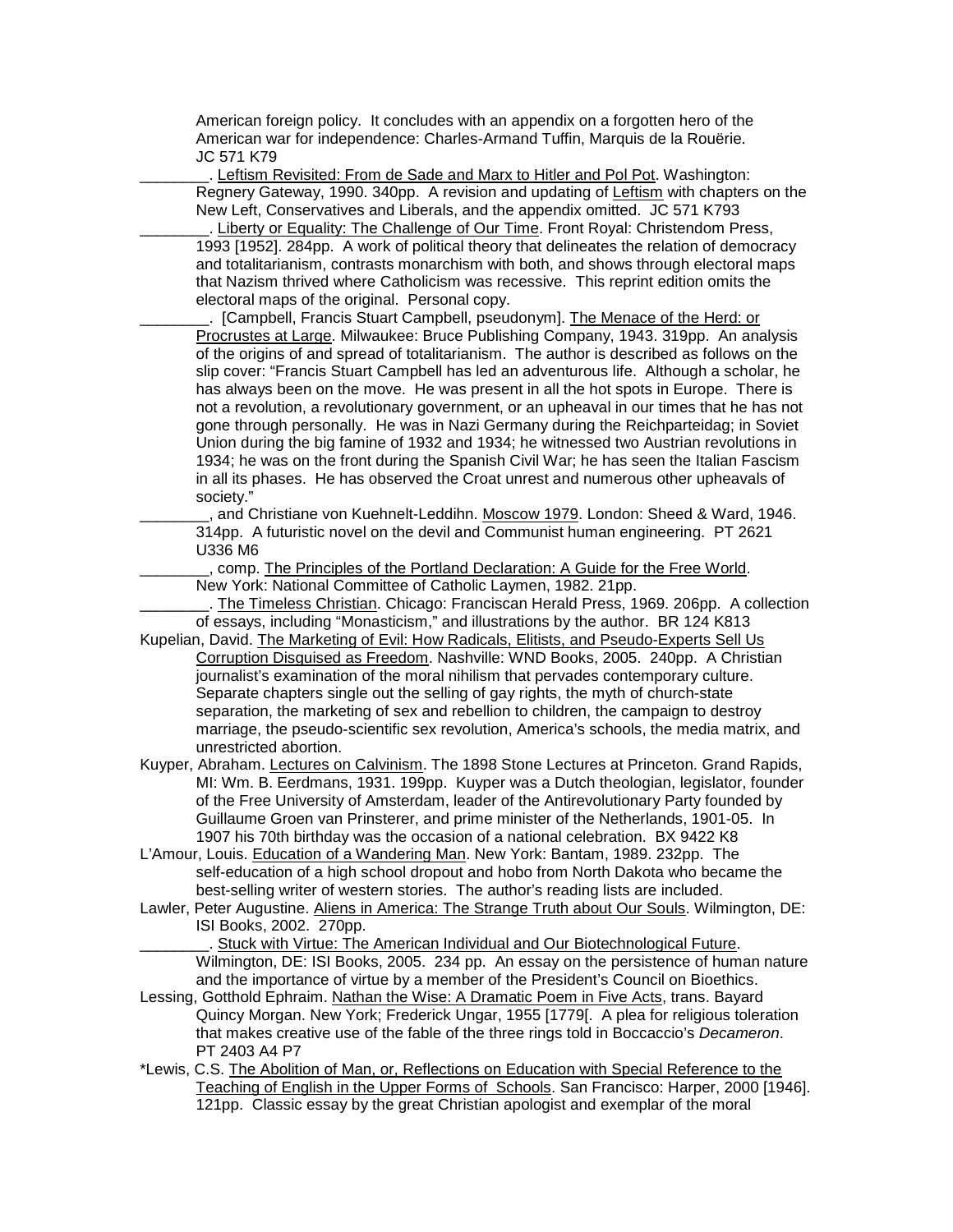American foreign policy. It concludes with an appendix on a forgotten hero of the American war for independence: Charles-Armand Tuffin, Marquis de la Rouërie. JC 571 K79

________. Leftism Revisited: From de Sade and Marx to Hitler and Pol Pot. Washington: Regnery Gateway, 1990. 340pp. A revision and updating of Leftism with chapters on the New Left, Conservatives and Liberals, and the appendix omitted. JC 571 K793

________. Liberty or Equality: The Challenge of Our Time. Front Royal: Christendom Press, 1993 [1952]. 284pp. A work of political theory that delineates the relation of democracy and totalitarianism, contrasts monarchism with both, and shows through electoral maps that Nazism thrived where Catholicism was recessive. This reprint edition omits the electoral maps of the original. Personal copy.

________. [Campbell, Francis Stuart Campbell, pseudonym]. The Menace of the Herd: or Procrustes at Large. Milwaukee: Bruce Publishing Company, 1943. 319pp. An analysis of the origins of and spread of totalitarianism. The author is described as follows on the slip cover: "Francis Stuart Campbell has led an adventurous life. Although a scholar, he has always been on the move. He was present in all the hot spots in Europe. There is not a revolution, a revolutionary government, or an upheaval in our times that he has not gone through personally. He was in Nazi Germany during the Reichparteidag; in Soviet Union during the big famine of 1932 and 1934; he witnessed two Austrian revolutions in 1934; he was on the front during the Spanish Civil War; he has seen the Italian Fascism in all its phases. He has observed the Croat unrest and numerous other upheavals of society."

________, and Christiane von Kuehnelt-Leddihn. Moscow 1979. London: Sheed & Ward, 1946. 314pp. A futuristic novel on the devil and Communist human engineering. PT 2621 U336 M6

________, comp. The Principles of the Portland Declaration: A Guide for the Free World. New York: National Committee of Catholic Laymen, 1982. 21pp.

________. The Timeless Christian. Chicago: Franciscan Herald Press, 1969. 206pp. A collection of essays, including "Monasticism," and illustrations by the author. BR 124 K813

Kupelian, David. The Marketing of Evil: How Radicals, Elitists, and Pseudo-Experts Sell Us Corruption Disguised as Freedom. Nashville: WND Books, 2005. 240pp. A Christian journalist's examination of the moral nihilism that pervades contemporary culture. Separate chapters single out the selling of gay rights, the myth of church-state separation, the marketing of sex and rebellion to children, the campaign to destroy marriage, the pseudo-scientific sex revolution, America's schools, the media matrix, and unrestricted abortion.

Kuyper, Abraham. Lectures on Calvinism. The 1898 Stone Lectures at Princeton. Grand Rapids, MI: Wm. B. Eerdmans, 1931. 199pp. Kuyper was a Dutch theologian, legislator, founder of the Free University of Amsterdam, leader of the Antirevolutionary Party founded by Guillaume Groen van Prinsterer, and prime minister of the Netherlands, 1901-05. In 1907 his 70th birthday was the occasion of a national celebration. BX 9422 K8

L'Amour, Louis. Education of a Wandering Man. New York: Bantam, 1989. 232pp. The self-education of a high school dropout and hobo from North Dakota who became the best-selling writer of western stories. The author's reading lists are included.

Lawler, Peter Augustine. Aliens in America: The Strange Truth about Our Souls. Wilmington, DE: ISI Books, 2002. 270pp.

________. Stuck with Virtue: The American Individual and Our Biotechnological Future. Wilmington, DE: ISI Books, 2005. 234 pp. An essay on the persistence of human nature and the importance of virtue by a member of the President's Council on Bioethics.

Lessing, Gotthold Ephraim. Nathan the Wise: A Dramatic Poem in Five Acts, trans. Bayard Quincy Morgan. New York; Frederick Ungar, 1955 [1779[. A plea for religious toleration that makes creative use of the fable of the three rings told in Boccaccio's *Decameron*. PT 2403 A4 P7

*Lewis, C.S. The Abolition of Man, or, Reflections on Education with Special Reference to the Teaching of English in the Upper Forms of Schools. San Francisco: Harper, 2000 [1946]. 121pp. Classic essay by the great Christian apologist and exemplar of the moral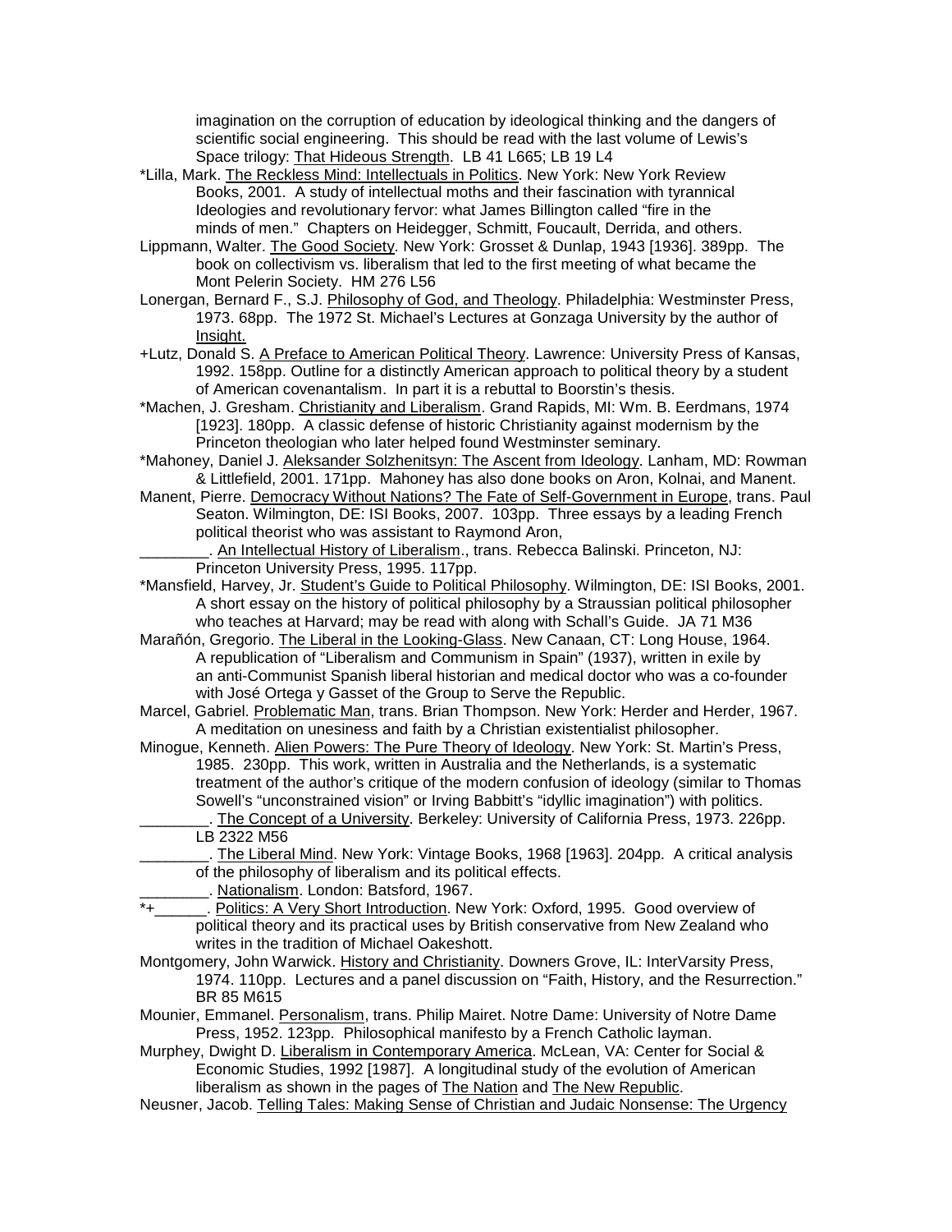imagination on the corruption of education by ideological thinking and the dangers of scientific social engineering. This should be read with the last volume of Lewis's Space trilogy: That Hideous Strength. LB 41 L665; LB 19 L4

*Lilla, Mark. The Reckless Mind: Intellectuals in Politics. New York: New York Review Books, 2001. A study of intellectual moths and their fascination with tyrannical Ideologies and revolutionary fervor: what James Billington called "fire in the minds of men." Chapters on Heidegger, Schmitt, Foucault, Derrida, and others.

Lippmann, Walter. The Good Society. New York: Grosset & Dunlap, 1943 [1936]. 389pp. The book on collectivism vs. liberalism that led to the first meeting of what became the Mont Pelerin Society. HM 276 L56

Lonergan, Bernard F., S.J. Philosophy of God, and Theology. Philadelphia: Westminster Press, 1973. 68pp. The 1972 St. Michael's Lectures at Gonzaga University by the author of Insight.

+Lutz, Donald S. A Preface to American Political Theory. Lawrence: University Press of Kansas, 1992. 158pp. Outline for a distinctly American approach to political theory by a student of American covenantalism. In part it is a rebuttal to Boorstin's thesis.

*Machen, J. Gresham. Christianity and Liberalism. Grand Rapids, MI: Wm. B. Eerdmans, 1974 [1923]. 180pp. A classic defense of historic Christianity against modernism by the Princeton theologian who later helped found Westminster seminary.

*Mahoney, Daniel J. Aleksander Solzhenitsyn: The Ascent from Ideology. Lanham, MD: Rowman & Littlefield, 2001. 171pp. Mahoney has also done books on Aron, Kolnai, and Manent.

Manent, Pierre. Democracy Without Nations? The Fate of Self-Government in Europe, trans. Paul Seaton. Wilmington, DE: ISI Books, 2007. 103pp. Three essays by a leading French political theorist who was assistant to Raymond Aron,

________. An Intellectual History of Liberalism., trans. Rebecca Balinski. Princeton, NJ: Princeton University Press, 1995. 117pp.

*Mansfield, Harvey, Jr. Student's Guide to Political Philosophy. Wilmington, DE: ISI Books, 2001. A short essay on the history of political philosophy by a Straussian political philosopher who teaches at Harvard; may be read with along with Schall's Guide. JA 71 M36

Marañón, Gregorio. The Liberal in the Looking-Glass. New Canaan, CT: Long House, 1964. A republication of "Liberalism and Communism in Spain" (1937), written in exile by an anti-Communist Spanish liberal historian and medical doctor who was a co-founder with José Ortega y Gasset of the Group to Serve the Republic.

Marcel, Gabriel. Problematic Man, trans. Brian Thompson. New York: Herder and Herder, 1967. A meditation on unesiness and faith by a Christian existentialist philosopher.

Minogue, Kenneth. Alien Powers: The Pure Theory of Ideology. New York: St. Martin's Press, 1985. 230pp. This work, written in Australia and the Netherlands, is a systematic treatment of the author's critique of the modern confusion of ideology (similar to Thomas Sowell's "unconstrained vision" or Irving Babbitt's "idyllic imagination") with politics.

________. The Concept of a University. Berkeley: University of California Press, 1973. 226pp. LB 2322 M56

________. The Liberal Mind. New York: Vintage Books, 1968 [1963]. 204pp. A critical analysis of the philosophy of liberalism and its political effects.

________. Nationalism. London: Batsford, 1967.

*+______. Politics: A Very Short Introduction. New York: Oxford, 1995. Good overview of political theory and its practical uses by British conservative from New Zealand who writes in the tradition of Michael Oakeshott.

Montgomery, John Warwick. History and Christianity. Downers Grove, IL: InterVarsity Press, 1974. 110pp. Lectures and a panel discussion on "Faith, History, and the Resurrection." BR 85 M615

Mounier, Emmanel. Personalism, trans. Philip Mairet. Notre Dame: University of Notre Dame Press, 1952. 123pp. Philosophical manifesto by a French Catholic layman.

Murphey, Dwight D. Liberalism in Contemporary America. McLean, VA: Center for Social & Economic Studies, 1992 [1987]. A longitudinal study of the evolution of American liberalism as shown in the pages of The Nation and The New Republic.

Neusner, Jacob. Telling Tales: Making Sense of Christian and Judaic Nonsense: The Urgency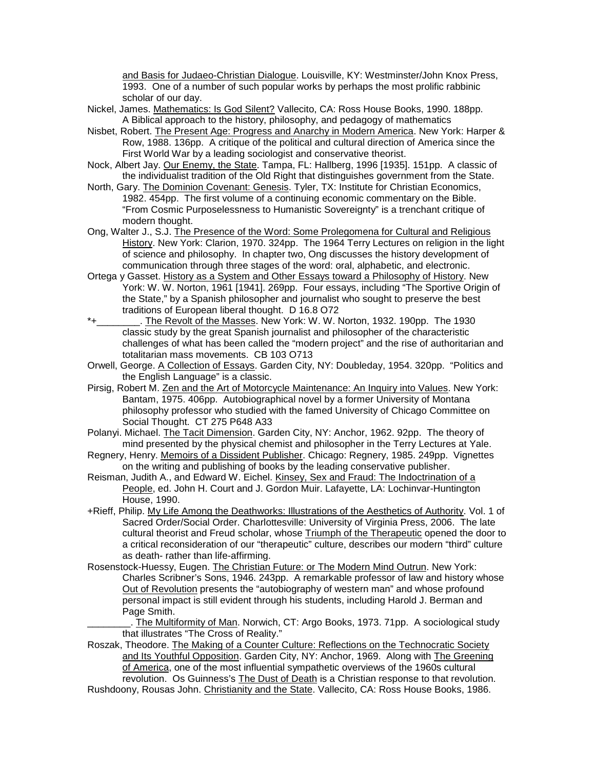and Basis for Judaeo-Christian Dialogue. Louisville, KY: Westminster/John Knox Press, 1993. One of a number of such popular works by perhaps the most prolific rabbinic scholar of our day.

Nickel, James. Mathematics: Is God Silent? Vallecito, CA: Ross House Books, 1990. 188pp. A Biblical approach to the history, philosophy, and pedagogy of mathematics

Nisbet, Robert. The Present Age: Progress and Anarchy in Modern America. New York: Harper & Row, 1988. 136pp. A critique of the political and cultural direction of America since the First World War by a leading sociologist and conservative theorist.

Nock, Albert Jay. Our Enemy, the State. Tampa, FL: Hallberg, 1996 [1935]. 151pp. A classic of the individualist tradition of the Old Right that distinguishes government from the State.

North, Gary. The Dominion Covenant: Genesis. Tyler, TX: Institute for Christian Economics, 1982. 454pp. The first volume of a continuing economic commentary on the Bible. “From Cosmic Purposelessness to Humanistic Sovereignty” is a trenchant critique of modern thought.

Ong, Walter J., S.J. The Presence of the Word: Some Prolegomena for Cultural and Religious History. New York: Clarion, 1970. 324pp. The 1964 Terry Lectures on religion in the light of science and philosophy. In chapter two, Ong discusses the history development of communication through three stages of the word: oral, alphabetic, and electronic.

Ortega y Gasset. History as a System and Other Essays toward a Philosophy of History. New York: W. W. Norton, 1961 [1941]. 269pp. Four essays, including “The Sportive Origin of the State,” by a Spanish philosopher and journalist who sought to preserve the best traditions of European liberal thought. D 16.8 O72

*+________. The Revolt of the Masses. New York: W. W. Norton, 1932. 190pp. The 1930 classic study by the great Spanish journalist and philosopher of the characteristic challenges of what has been called the “modern project” and the rise of authoritarian and totalitarian mass movements. CB 103 O713

Orwell, George. A Collection of Essays. Garden City, NY: Doubleday, 1954. 320pp. “Politics and the English Language” is a classic.

Pirsig, Robert M. Zen and the Art of Motorcycle Maintenance: An Inquiry into Values. New York: Bantam, 1975. 406pp. Autobiographical novel by a former University of Montana philosophy professor who studied with the famed University of Chicago Committee on Social Thought. CT 275 P648 A33

Polanyi. Michael. The Tacit Dimension. Garden City, NY: Anchor, 1962. 92pp. The theory of mind presented by the physical chemist and philosopher in the Terry Lectures at Yale.

Regnery, Henry. Memoirs of a Dissident Publisher. Chicago: Regnery, 1985. 249pp. Vignettes on the writing and publishing of books by the leading conservative publisher.

Reisman, Judith A., and Edward W. Eichel. Kinsey, Sex and Fraud: The Indoctrination of a People, ed. John H. Court and J. Gordon Muir. Lafayette, LA: Lochinvar-Huntington House, 1990.

+Rieff, Philip. My Life Among the Deathworks: Illustrations of the Aesthetics of Authority. Vol. 1 of Sacred Order/Social Order. Charlottesville: University of Virginia Press, 2006. The late cultural theorist and Freud scholar, whose Triumph of the Therapeutic opened the door to a critical reconsideration of our “therapeutic” culture, describes our modern “third” culture as death- rather than life-affirming.

Rosenstock-Huessy, Eugen. The Christian Future: or The Modern Mind Outrun. New York: Charles Scribner’s Sons, 1946. 243pp. A remarkable professor of law and history whose Out of Revolution presents the “autobiography of western man” and whose profound personal impact is still evident through his students, including Harold J. Berman and Page Smith.

________. The Multiformity of Man. Norwich, CT: Argo Books, 1973. 71pp. A sociological study that illustrates “The Cross of Reality.”

Roszak, Theodore. The Making of a Counter Culture: Reflections on the Technocratic Society and Its Youthful Opposition. Garden City, NY: Anchor, 1969. Along with The Greening of America, one of the most influential sympathetic overviews of the 1960s cultural revolution. Os Guinness’s The Dust of Death is a Christian response to that revolution.

Rushdoony, Rousas John. Christianity and the State. Vallecito, CA: Ross House Books, 1986.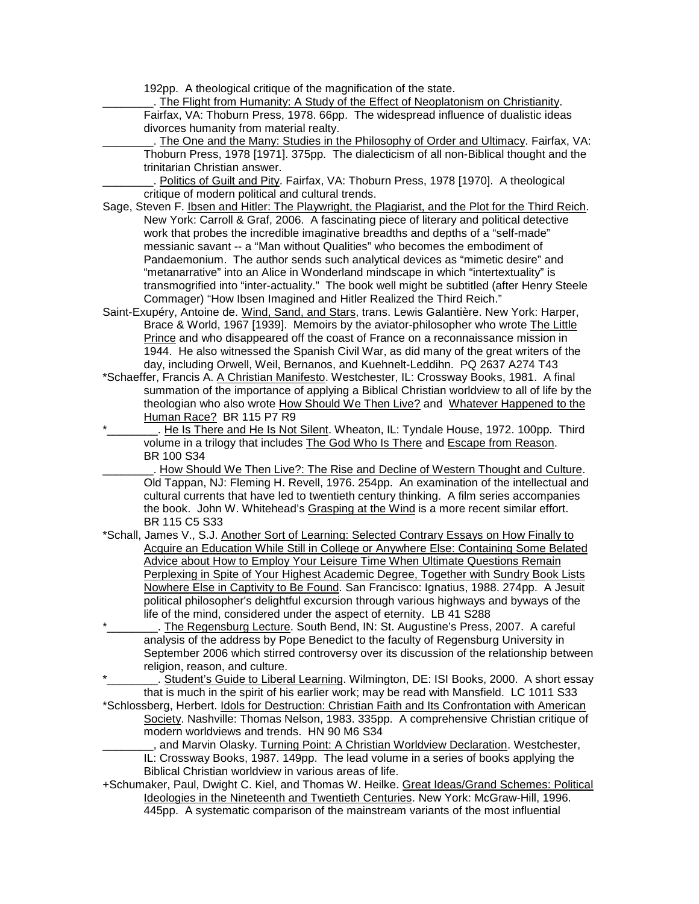192pp. A theological critique of the magnification of the state.

________. The Flight from Humanity: A Study of the Effect of Neoplatonism on Christianity. Fairfax, VA: Thoburn Press, 1978. 66pp. The widespread influence of dualistic ideas divorces humanity from material realty.

________. The One and the Many: Studies in the Philosophy of Order and Ultimacy. Fairfax, VA: Thoburn Press, 1978 [1971]. 375pp. The dialecticism of all non-Biblical thought and the trinitarian Christian answer.

________. Politics of Guilt and Pity. Fairfax, VA: Thoburn Press, 1978 [1970]. A theological critique of modern political and cultural trends.

Sage, Steven F. Ibsen and Hitler: The Playwright, the Plagiarist, and the Plot for the Third Reich. New York: Carroll & Graf, 2006. A fascinating piece of literary and political detective work that probes the incredible imaginative breadths and depths of a "self-made" messianic savant -- a "Man without Qualities" who becomes the embodiment of Pandaemonium. The author sends such analytical devices as "mimetic desire" and "metanarrative" into an Alice in Wonderland mindscape in which "intertextuality" is transmogrified into "inter-actuality." The book well might be subtitled (after Henry Steele Commager) "How Ibsen Imagined and Hitler Realized the Third Reich."

Saint-Exupéry, Antoine de. Wind, Sand, and Stars, trans. Lewis Galantière. New York: Harper, Brace & World, 1967 [1939]. Memoirs by the aviator-philosopher who wrote The Little Prince and who disappeared off the coast of France on a reconnaissance mission in 1944. He also witnessed the Spanish Civil War, as did many of the great writers of the day, including Orwell, Weil, Bernanos, and Kuehnelt-Leddihn. PQ 2637 A274 T43

*Schaeffer, Francis A. A Christian Manifesto. Westchester, IL: Crossway Books, 1981. A final summation of the importance of applying a Biblical Christian worldview to all of life by the theologian who also wrote How Should We Then Live? and Whatever Happened to the Human Race? BR 115 P7 R9

*________. He Is There and He Is Not Silent. Wheaton, IL: Tyndale House, 1972. 100pp. Third volume in a trilogy that includes The God Who Is There and Escape from Reason. BR 100 S34

________. How Should We Then Live?: The Rise and Decline of Western Thought and Culture. Old Tappan, NJ: Fleming H. Revell, 1976. 254pp. An examination of the intellectual and cultural currents that have led to twentieth century thinking. A film series accompanies the book. John W. Whitehead's Grasping at the Wind is a more recent similar effort. BR 115 C5 S33

*Schall, James V., S.J. Another Sort of Learning: Selected Contrary Essays on How Finally to Acquire an Education While Still in College or Anywhere Else: Containing Some Belated Advice about How to Employ Your Leisure Time When Ultimate Questions Remain Perplexing in Spite of Your Highest Academic Degree, Together with Sundry Book Lists Nowhere Else in Captivity to Be Found. San Francisco: Ignatius, 1988. 274pp. A Jesuit political philosopher's delightful excursion through various highways and byways of the life of the mind, considered under the aspect of eternity. LB 41 S288

*________. The Regensburg Lecture. South Bend, IN: St. Augustine's Press, 2007. A careful analysis of the address by Pope Benedict to the faculty of Regensburg University in September 2006 which stirred controversy over its discussion of the relationship between religion, reason, and culture.

*________. Student's Guide to Liberal Learning. Wilmington, DE: ISI Books, 2000. A short essay that is much in the spirit of his earlier work; may be read with Mansfield. LC 1011 S33

*Schlossberg, Herbert. Idols for Destruction: Christian Faith and Its Confrontation with American Society. Nashville: Thomas Nelson, 1983. 335pp. A comprehensive Christian critique of modern worldviews and trends. HN 90 M6 S34

________, and Marvin Olasky. Turning Point: A Christian Worldview Declaration. Westchester, IL: Crossway Books, 1987. 149pp. The lead volume in a series of books applying the Biblical Christian worldview in various areas of life.

+Schumaker, Paul, Dwight C. Kiel, and Thomas W. Heilke. Great Ideas/Grand Schemes: Political Ideologies in the Nineteenth and Twentieth Centuries. New York: McGraw-Hill, 1996. 445pp. A systematic comparison of the mainstream variants of the most influential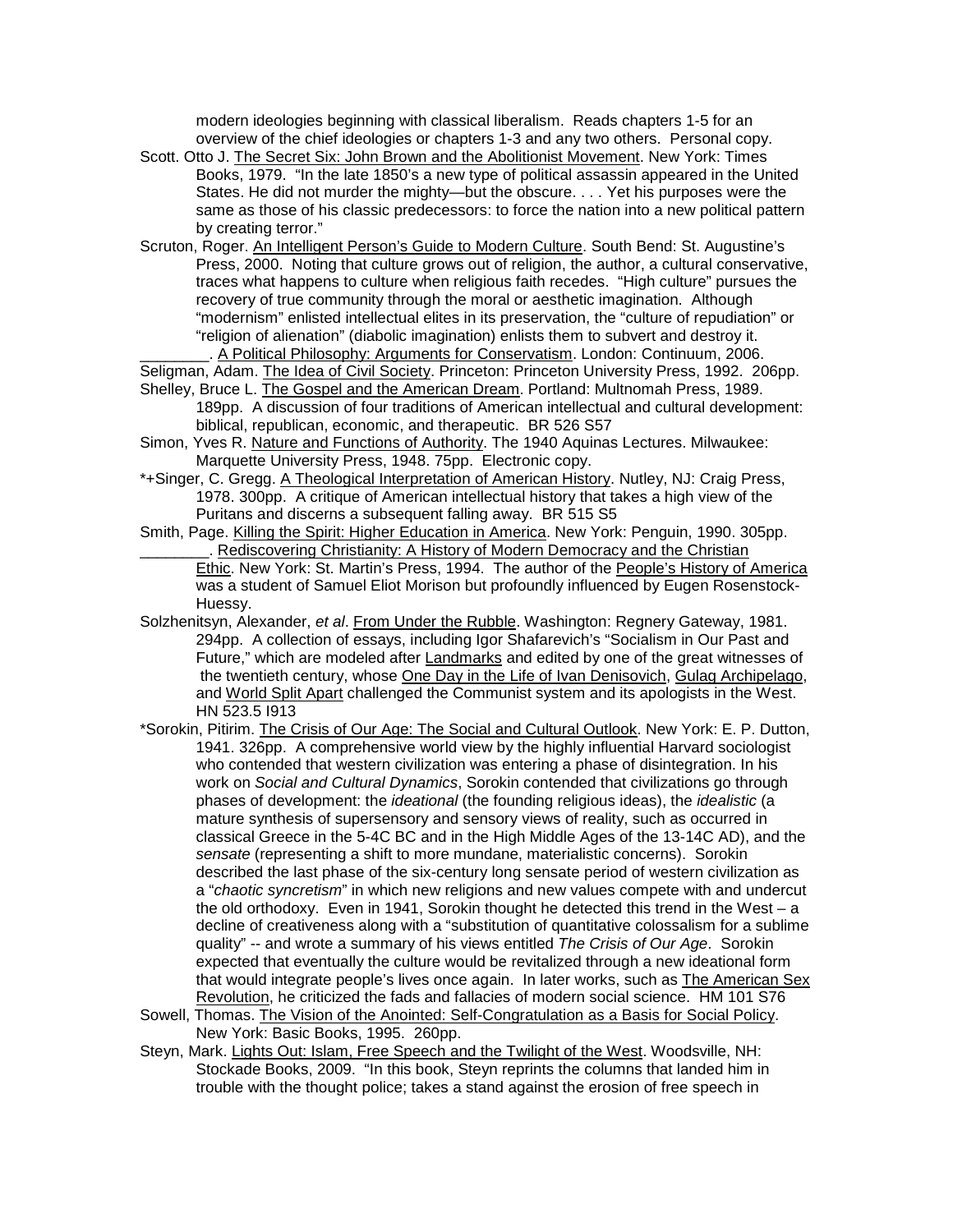modern ideologies beginning with classical liberalism. Reads chapters 1-5 for an overview of the chief ideologies or chapters 1-3 and any two others. Personal copy.

Scott. Otto J. The Secret Six: John Brown and the Abolitionist Movement. New York: Times Books, 1979. "In the late 1850's a new type of political assassin appeared in the United States. He did not murder the mighty—but the obscure. . . . Yet his purposes were the same as those of his classic predecessors: to force the nation into a new political pattern by creating terror."

Scruton, Roger. An Intelligent Person's Guide to Modern Culture. South Bend: St. Augustine's Press, 2000. Noting that culture grows out of religion, the author, a cultural conservative, traces what happens to culture when religious faith recedes. "High culture" pursues the recovery of true community through the moral or aesthetic imagination. Although "modernism" enlisted intellectual elites in its preservation, the "culture of repudiation" or "religion of alienation" (diabolic imagination) enlists them to subvert and destroy it.

________. A Political Philosophy: Arguments for Conservatism. London: Continuum, 2006.

Seligman, Adam. The Idea of Civil Society. Princeton: Princeton University Press, 1992. 206pp.

Shelley, Bruce L. The Gospel and the American Dream. Portland: Multnomah Press, 1989. 189pp. A discussion of four traditions of American intellectual and cultural development: biblical, republican, economic, and therapeutic. BR 526 S57

Simon, Yves R. Nature and Functions of Authority. The 1940 Aquinas Lectures. Milwaukee: Marquette University Press, 1948. 75pp. Electronic copy.

*+Singer, C. Gregg. A Theological Interpretation of American History. Nutley, NJ: Craig Press, 1978. 300pp. A critique of American intellectual history that takes a high view of the Puritans and discerns a subsequent falling away. BR 515 S5

Smith, Page. Killing the Spirit: Higher Education in America. New York: Penguin, 1990. 305pp.

________. Rediscovering Christianity: A History of Modern Democracy and the Christian Ethic. New York: St. Martin's Press, 1994. The author of the People's History of America was a student of Samuel Eliot Morison but profoundly influenced by Eugen Rosenstock-Huessy.

Solzhenitsyn, Alexander, *et al*. From Under the Rubble. Washington: Regnery Gateway, 1981. 294pp. A collection of essays, including Igor Shafarevich's "Socialism in Our Past and Future," which are modeled after Landmarks and edited by one of the great witnesses of the twentieth century, whose One Day in the Life of Ivan Denisovich, Gulag Archipelago, and World Split Apart challenged the Communist system and its apologists in the West. HN 523.5 I913

*Sorokin, Pitirim. The Crisis of Our Age: The Social and Cultural Outlook. New York: E. P. Dutton, 1941. 326pp. A comprehensive world view by the highly influential Harvard sociologist who contended that western civilization was entering a phase of disintegration. In his work on *Social and Cultural Dynamics*, Sorokin contended that civilizations go through phases of development: the *ideational* (the founding religious ideas), the *idealistic* (a mature synthesis of supersensory and sensory views of reality, such as occurred in classical Greece in the 5-4C BC and in the High Middle Ages of the 13-14C AD), and the *sensate* (representing a shift to more mundane, materialistic concerns). Sorokin described the last phase of the six-century long sensate period of western civilization as a "*chaotic syncretism*" in which new religions and new values compete with and undercut the old orthodoxy. Even in 1941, Sorokin thought he detected this trend in the West – a decline of creativeness along with a "substitution of quantitative colossalism for a sublime quality" -- and wrote a summary of his views entitled *The Crisis of Our Age*. Sorokin expected that eventually the culture would be revitalized through a new ideational form that would integrate people's lives once again. In later works, such as The American Sex Revolution, he criticized the fads and fallacies of modern social science. HM 101 S76

Sowell, Thomas. The Vision of the Anointed: Self-Congratulation as a Basis for Social Policy. New York: Basic Books, 1995. 260pp.

Steyn, Mark. Lights Out: Islam, Free Speech and the Twilight of the West. Woodsville, NH: Stockade Books, 2009. "In this book, Steyn reprints the columns that landed him in trouble with the thought police; takes a stand against the erosion of free speech in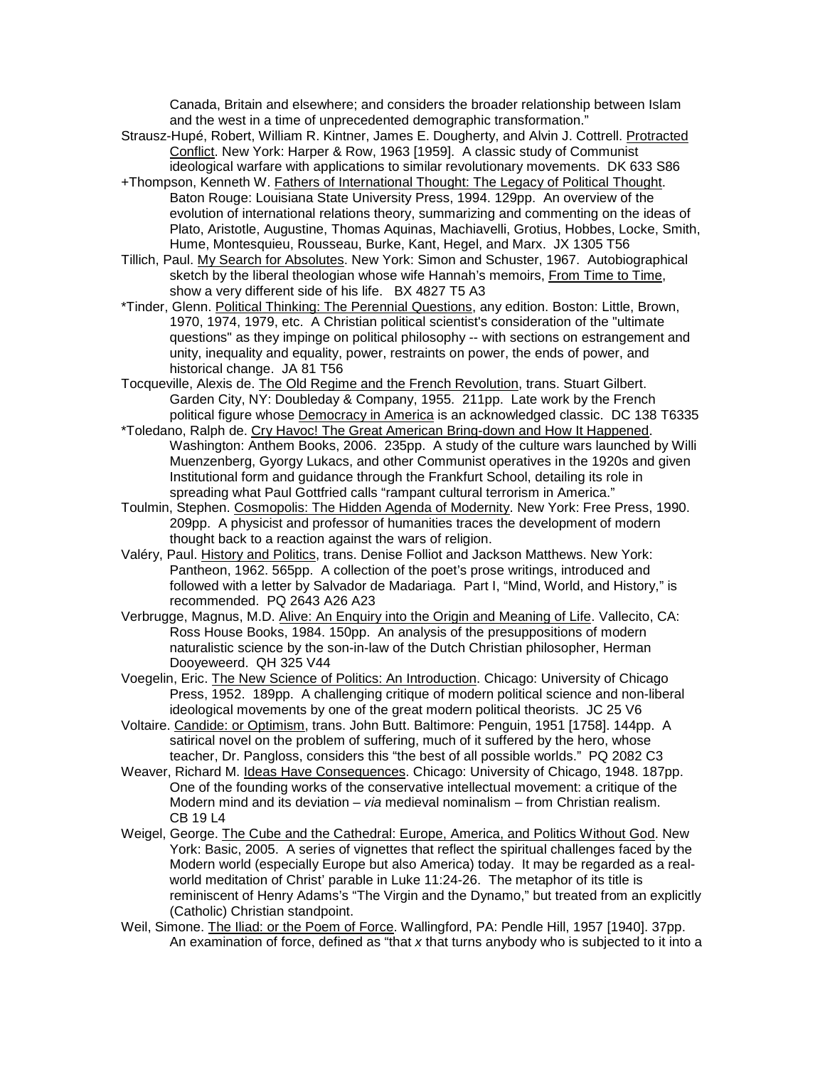Canada, Britain and elsewhere; and considers the broader relationship between Islam and the west in a time of unprecedented demographic transformation."

Strausz-Hupé, Robert, William R. Kintner, James E. Dougherty, and Alvin J. Cottrell. Protracted Conflict. New York: Harper & Row, 1963 [1959]. A classic study of Communist ideological warfare with applications to similar revolutionary movements. DK 633 S86

+Thompson, Kenneth W. Fathers of International Thought: The Legacy of Political Thought. Baton Rouge: Louisiana State University Press, 1994. 129pp. An overview of the evolution of international relations theory, summarizing and commenting on the ideas of Plato, Aristotle, Augustine, Thomas Aquinas, Machiavelli, Grotius, Hobbes, Locke, Smith, Hume, Montesquieu, Rousseau, Burke, Kant, Hegel, and Marx. JX 1305 T56

Tillich, Paul. My Search for Absolutes. New York: Simon and Schuster, 1967. Autobiographical sketch by the liberal theologian whose wife Hannah's memoirs, From Time to Time, show a very different side of his life. BX 4827 T5 A3

*Tinder, Glenn. Political Thinking: The Perennial Questions, any edition. Boston: Little, Brown, 1970, 1974, 1979, etc. A Christian political scientist's consideration of the "ultimate questions" as they impinge on political philosophy -- with sections on estrangement and unity, inequality and equality, power, restraints on power, the ends of power, and historical change. JA 81 T56

Tocqueville, Alexis de. The Old Regime and the French Revolution, trans. Stuart Gilbert. Garden City, NY: Doubleday & Company, 1955. 211pp. Late work by the French political figure whose Democracy in America is an acknowledged classic. DC 138 T6335

*Toledano, Ralph de. Cry Havoc! The Great American Bring-down and How It Happened. Washington: Anthem Books, 2006. 235pp. A study of the culture wars launched by Willi Muenzenberg, Gyorgy Lukacs, and other Communist operatives in the 1920s and given Institutional form and guidance through the Frankfurt School, detailing its role in spreading what Paul Gottfried calls "rampant cultural terrorism in America."

Toulmin, Stephen. Cosmopolis: The Hidden Agenda of Modernity. New York: Free Press, 1990. 209pp. A physicist and professor of humanities traces the development of modern thought back to a reaction against the wars of religion.

Valéry, Paul. History and Politics, trans. Denise Folliot and Jackson Matthews. New York: Pantheon, 1962. 565pp. A collection of the poet's prose writings, introduced and followed with a letter by Salvador de Madariaga. Part I, "Mind, World, and History," is recommended. PQ 2643 A26 A23

Verbrugge, Magnus, M.D. Alive: An Enquiry into the Origin and Meaning of Life. Vallecito, CA: Ross House Books, 1984. 150pp. An analysis of the presuppositions of modern naturalistic science by the son-in-law of the Dutch Christian philosopher, Herman Dooyeweerd. QH 325 V44

Voegelin, Eric. The New Science of Politics: An Introduction. Chicago: University of Chicago Press, 1952. 189pp. A challenging critique of modern political science and non-liberal ideological movements by one of the great modern political theorists. JC 25 V6

Voltaire. Candide: or Optimism, trans. John Butt. Baltimore: Penguin, 1951 [1758]. 144pp. A satirical novel on the problem of suffering, much of it suffered by the hero, whose teacher, Dr. Pangloss, considers this "the best of all possible worlds." PQ 2082 C3

Weaver, Richard M. Ideas Have Consequences. Chicago: University of Chicago, 1948. 187pp. One of the founding works of the conservative intellectual movement: a critique of the Modern mind and its deviation – *via* medieval nominalism – from Christian realism. CB 19 L4

Weigel, George. The Cube and the Cathedral: Europe, America, and Politics Without God. New York: Basic, 2005. A series of vignettes that reflect the spiritual challenges faced by the Modern world (especially Europe but also America) today. It may be regarded as a real-world meditation of Christ' parable in Luke 11:24-26. The metaphor of its title is reminiscent of Henry Adams's "The Virgin and the Dynamo," but treated from an explicitly (Catholic) Christian standpoint.

Weil, Simone. The Iliad: or the Poem of Force. Wallingford, PA: Pendle Hill, 1957 [1940]. 37pp. An examination of force, defined as "that *x* that turns anybody who is subjected to it into a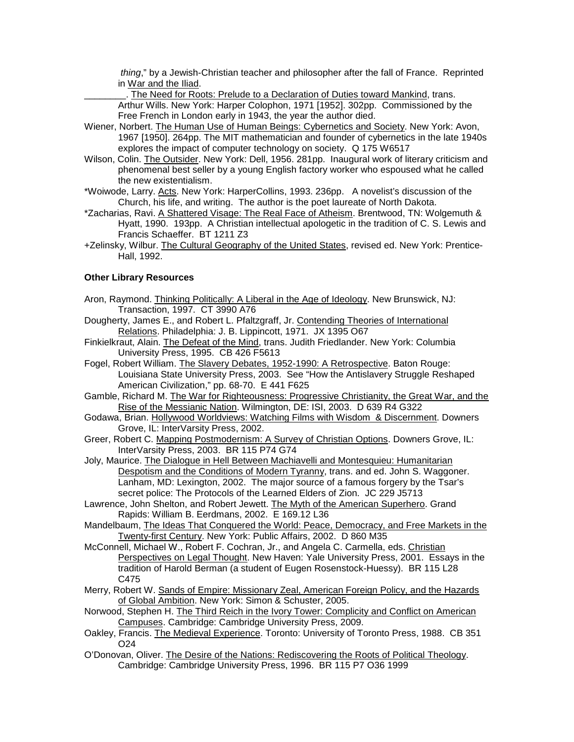*thing*," by a Jewish-Christian teacher and philosopher after the fall of France. Reprinted in War and the Iliad.

________. The Need for Roots: Prelude to a Declaration of Duties toward Mankind, trans. Arthur Wills. New York: Harper Colophon, 1971 [1952]. 302pp. Commissioned by the Free French in London early in 1943, the year the author died.

Wiener, Norbert. The Human Use of Human Beings: Cybernetics and Society. New York: Avon, 1967 [1950]. 264pp. The MIT mathematician and founder of cybernetics in the late 1940s explores the impact of computer technology on society. Q 175 W6517

Wilson, Colin. The Outsider. New York: Dell, 1956. 281pp. Inaugural work of literary criticism and phenomenal best seller by a young English factory worker who espoused what he called the new existentialism.

*Woiwode, Larry. Acts. New York: HarperCollins, 1993. 236pp. A novelist's discussion of the Church, his life, and writing. The author is the poet laureate of North Dakota.

*Zacharias, Ravi. A Shattered Visage: The Real Face of Atheism. Brentwood, TN: Wolgemuth & Hyatt, 1990. 193pp. A Christian intellectual apologetic in the tradition of C. S. Lewis and Francis Schaeffer. BT 1211 Z3

+Zelinsky, Wilbur. The Cultural Geography of the United States, revised ed. New York: Prentice-Hall, 1992.

**Other Library Resources**

Aron, Raymond. Thinking Politically: A Liberal in the Age of Ideology. New Brunswick, NJ: Transaction, 1997. CT 3990 A76

Dougherty, James E., and Robert L. Pfaltzgraff, Jr. Contending Theories of International Relations. Philadelphia: J. B. Lippincott, 1971. JX 1395 O67

Finkielkraut, Alain. The Defeat of the Mind, trans. Judith Friedlander. New York: Columbia University Press, 1995. CB 426 F5613

Fogel, Robert William. The Slavery Debates, 1952-1990: A Retrospective. Baton Rouge: Louisiana State University Press, 2003. See "How the Antislavery Struggle Reshaped American Civilization," pp. 68-70. E 441 F625

Gamble, Richard M. The War for Righteousness: Progressive Christianity, the Great War, and the Rise of the Messianic Nation. Wilmington, DE: ISI, 2003. D 639 R4 G322

Godawa, Brian. Hollywood Worldviews: Watching Films with Wisdom & Discernment. Downers Grove, IL: InterVarsity Press, 2002.

Greer, Robert C. Mapping Postmodernism: A Survey of Christian Options. Downers Grove, IL: InterVarsity Press, 2003. BR 115 P74 G74

Joly, Maurice. The Dialogue in Hell Between Machiavelli and Montesquieu: Humanitarian Despotism and the Conditions of Modern Tyranny, trans. and ed. John S. Waggoner. Lanham, MD: Lexington, 2002. The major source of a famous forgery by the Tsar's secret police: The Protocols of the Learned Elders of Zion. JC 229 J5713

Lawrence, John Shelton, and Robert Jewett. The Myth of the American Superhero. Grand Rapids: William B. Eerdmans, 2002. E 169.12 L36

Mandelbaum, The Ideas That Conquered the World: Peace, Democracy, and Free Markets in the Twenty-first Century. New York: Public Affairs, 2002. D 860 M35

McConnell, Michael W., Robert F. Cochran, Jr., and Angela C. Carmella, eds. Christian Perspectives on Legal Thought. New Haven: Yale University Press, 2001. Essays in the tradition of Harold Berman (a student of Eugen Rosenstock-Huessy). BR 115 L28 C475

Merry, Robert W. Sands of Empire: Missionary Zeal, American Foreign Policy, and the Hazards of Global Ambition. New York: Simon & Schuster, 2005.

Norwood, Stephen H. The Third Reich in the Ivory Tower: Complicity and Conflict on American Campuses. Cambridge: Cambridge University Press, 2009.

Oakley, Francis. The Medieval Experience. Toronto: University of Toronto Press, 1988. CB 351 O24

O'Donovan, Oliver. The Desire of the Nations: Rediscovering the Roots of Political Theology. Cambridge: Cambridge University Press, 1996. BR 115 P7 O36 1999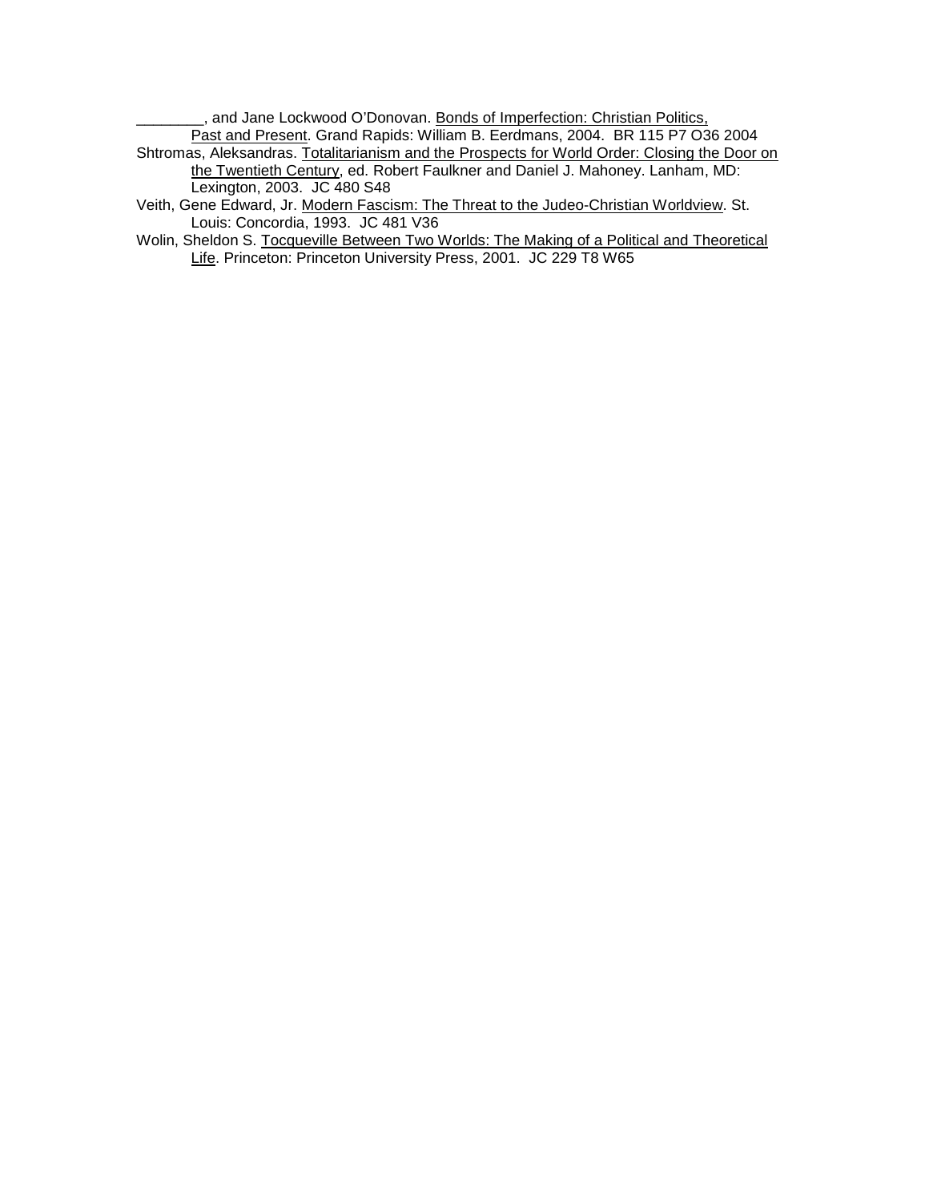________, and Jane Lockwood O'Donovan. Bonds of Imperfection: Christian Politics, Past and Present. Grand Rapids: William B. Eerdmans, 2004. BR 115 P7 O36 2004

Shtromas, Aleksandras. Totalitarianism and the Prospects for World Order: Closing the Door on the Twentieth Century, ed. Robert Faulkner and Daniel J. Mahoney. Lanham, MD: Lexington, 2003. JC 480 S48

Veith, Gene Edward, Jr. Modern Fascism: The Threat to the Judeo-Christian Worldview. St. Louis: Concordia, 1993. JC 481 V36

Wolin, Sheldon S. Tocqueville Between Two Worlds: The Making of a Political and Theoretical Life. Princeton: Princeton University Press, 2001. JC 229 T8 W65